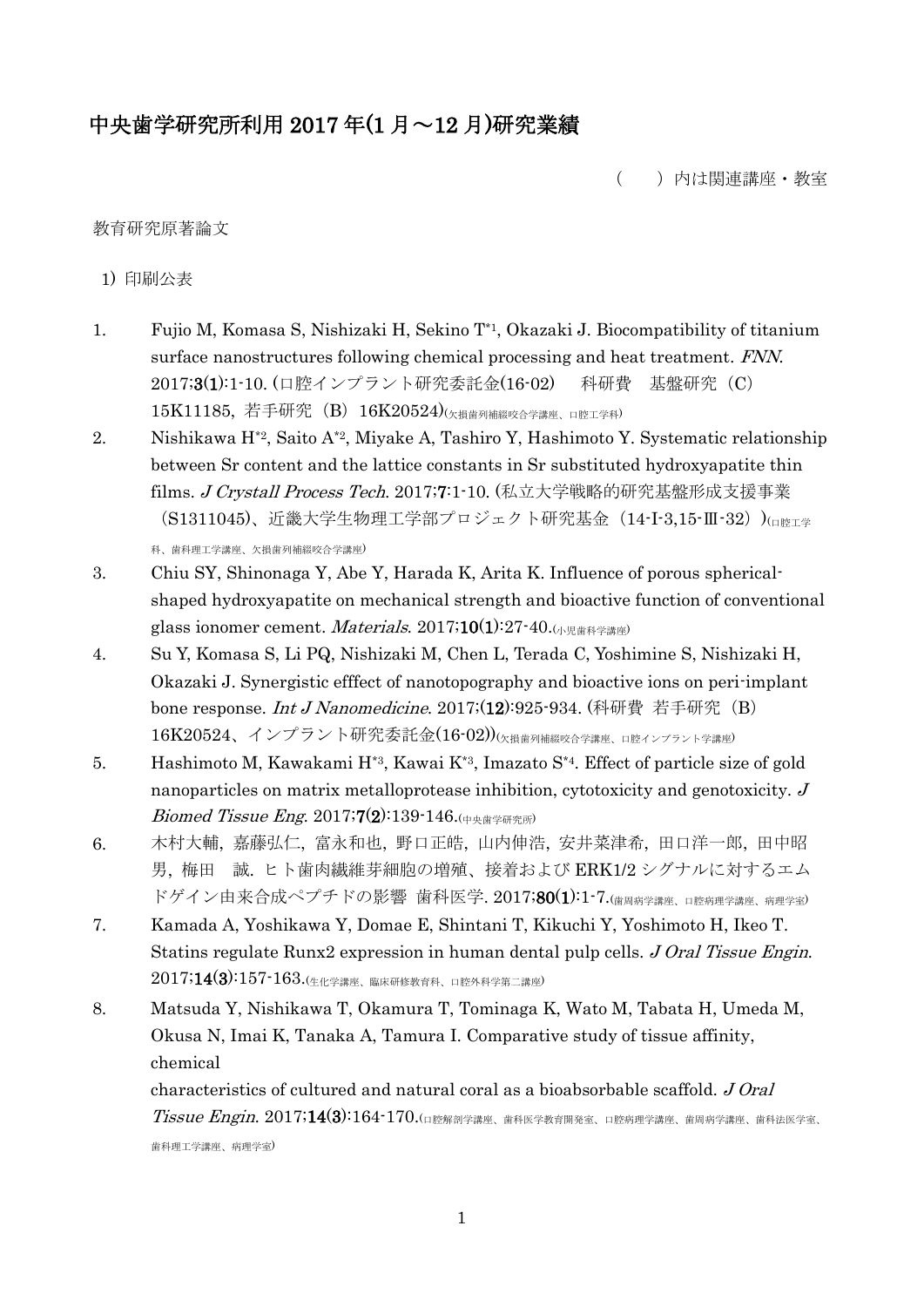# 中央歯学研究所利用 2017 年(1 月～12 月)研究業績

（　）内は関連講座・教室

教育研究原著論文

1) 印刷公表

1. Fujio M, Komasa S, Nishizaki H, Sekino T[*1], Okazaki J. Biocompatibility of titanium surface nanostructures following chemical processing and heat treatment. *FNN*. 2017;**3(1)**:1-10. (口腔インプラント研究委託金(16-02)　科研費　基盤研究（C）15K11185, 若手研究（B）16K20524)(欠損歯列補綴咬合学講座、口腔工学科)
2. Nishikawa H[*2], Saito A[*2], Miyake A, Tashiro Y, Hashimoto Y. Systematic relationship between Sr content and the lattice constants in Sr substituted hydroxyapatite thin films. *J Crystall Process Tech*. 2017;**7**:1-10. (私立大学戦略的研究基盤形成支援事業（S1311045)、近畿大学生物理工学部プロジェクト研究基金（14-I-3,15-Ⅲ-32）)(口腔工学科、歯科理工学講座、欠損歯列補綴咬合学講座)
3. Chiu SY, Shinonaga Y, Abe Y, Harada K, Arita K. Influence of porous spherical-shaped hydroxyapatite on mechanical strength and bioactive function of conventional glass ionomer cement. *Materials*. 2017;**10(1)**:27-40.(小児歯科学講座)
4. Su Y, Komasa S, Li PQ, Nishizaki M, Chen L, Terada C, Yoshimine S, Nishizaki H, Okazaki J. Synergistic efffect of nanotopography and bioactive ions on peri-implant bone response. *Int J Nanomedicine*. 2017;**(12)**:925-934. (科研費 若手研究（B）16K20524、インプラント研究委託金(16-02))(欠損歯列補綴咬合学講座、口腔インプラント学講座)
5. Hashimoto M, Kawakami H[*3], Kawai K[*3], Imazato S[*4]. Effect of particle size of gold nanoparticles on matrix metalloprotease inhibition, cytotoxicity and genotoxicity. *J Biomed Tissue Eng*. 2017;**7(2)**:139-146.(中央歯学研究所)
6. 木村大輔, 嘉藤弘仁, 富永和也, 野口正皓, 山内伸浩, 安井菜津希, 田口洋一郎, 田中昭男, 梅田　誠. ヒト歯肉繊維芽細胞の増殖、接着および ERK1/2 シグナルに対するエムドゲイン由来合成ペプチドの影響 歯科医学. 2017;**80(1)**:1-7.(歯周病学講座、口腔病理学講座、病理学室)
7. Kamada A, Yoshikawa Y, Domae E, Shintani T, Kikuchi Y, Yoshimoto H, Ikeo T. Statins regulate Runx2 expression in human dental pulp cells. *J Oral Tissue Engin*. 2017;**14(3)**:157-163.(生化学講座、臨床研修教育科、口腔外科学第二講座)
8. Matsuda Y, Nishikawa T, Okamura T, Tominaga K, Wato M, Tabata H, Umeda M, Okusa N, Imai K, Tanaka A, Tamura I. Comparative study of tissue affinity, chemical
characteristics of cultured and natural coral as a bioabsorbable scaffold. *J Oral Tissue Engin*. 2017;**14(3)**:164-170.(口腔解剖学講座、歯科医学教育開発室、口腔病理学講座、歯周病学講座、歯科法医学室、歯科理工学講座、病理学室)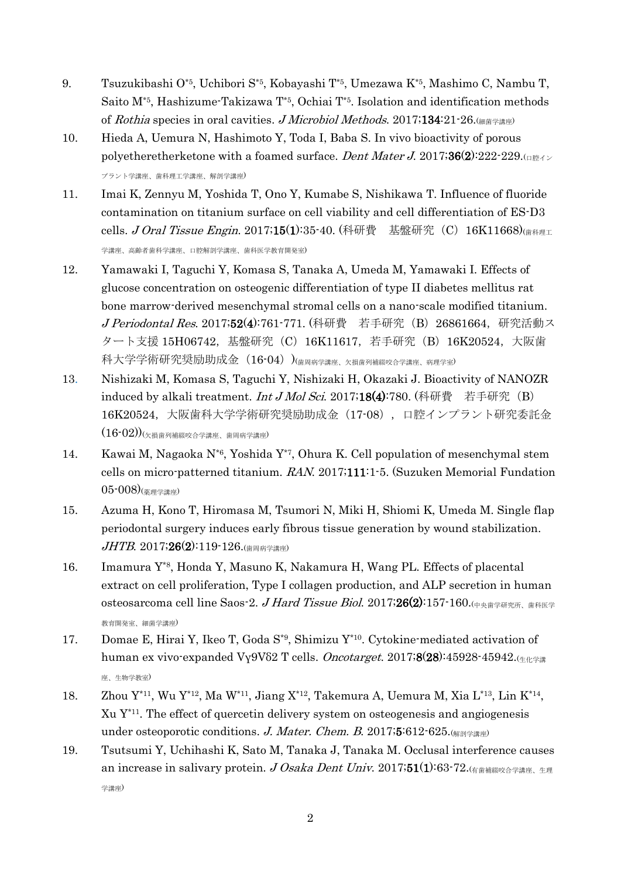9. Tsuzukibashi O[*5], Uchibori S[*5], Kobayashi T[*5], Umezawa K[*5], Mashimo C, Nambu T, Saito M[*5], Hashizume-Takizawa T[*5], Ochiai T[*5]. Isolation and identification methods of *Rothia* species in oral cavities. *J Microbiol Methods*. 2017;**134**:21-26.(細菌学講座)

10. Hieda A, Uemura N, Hashimoto Y, Toda I, Baba S. In vivo bioactivity of porous polyetheretherketone with a foamed surface. *Dent Mater J*. 2017;**36(2)**:222-229.(口腔インプラント学講座、歯科理工学講座、解剖学講座)

11. Imai K, Zennyu M, Yoshida T, Ono Y, Kumabe S, Nishikawa T. Influence of fluoride contamination on titanium surface on cell viability and cell differentiation of ES-D3 cells. *J Oral Tissue Engin*. 2017;**15(1)**:35-40. (科研費　基盤研究（C）16K11668)(歯科理工学講座、高齢者歯科学講座、口腔解剖学講座、歯科医学教育開発室)

12. Yamawaki I, Taguchi Y, Komasa S, Tanaka A, Umeda M, Yamawaki I. Effects of glucose concentration on osteogenic differentiation of type II diabetes mellitus rat bone marrow-derived mesenchymal stromal cells on a nano-scale modified titanium. *J Periodontal Res*. 2017;**52(4)**:761-771. (科研費　若手研究（B）26861664，研究活動スタート支援 15H06742，基盤研究（C）16K11617，若手研究（B）16K20524，大阪歯科大学学術研究奨励助成金（16-04）)(歯周病学講座、欠損歯列補綴咬合学講座、病理学室)

13. Nishizaki M, Komasa S, Taguchi Y, Nishizaki H, Okazaki J. Bioactivity of NANOZR induced by alkali treatment. *Int J Mol Sci*. 2017;**18(4)**:780. (科研費　若手研究（B）16K20524，大阪歯科大学学術研究奨励助成金（17-08），口腔インプラント研究委託金(16-02))(欠損歯列補綴咬合学講座、歯周病学講座)

14. Kawai M, Nagaoka N[*6], Yoshida Y[*7], Ohura K. Cell population of mesenchymal stem cells on micro-patterned titanium. *RAN*. 2017;**111**:1-5. (Suzuken Memorial Fundation 05-008)(薬理学講座)

15. Azuma H, Kono T, Hiromasa M, Tsumori N, Miki H, Shiomi K, Umeda M. Single flap periodontal surgery induces early fibrous tissue generation by wound stabilization. *JHTB*. 2017;**26(2)**:119-126.(歯周病学講座)

16. Imamura Y[*8], Honda Y, Masuno K, Nakamura H, Wang PL. Effects of placental extract on cell proliferation, Type I collagen production, and ALP secretion in human osteosarcoma cell line Saos-2. *J Hard Tissue Biol*. 2017;**26(2)**:157-160.(中央歯学研究所、歯科医学教育開発室、細菌学講座)

17. Domae E, Hirai Y, Ikeo T, Goda S[*9], Shimizu Y[*10]. Cytokine-mediated activation of human ex vivo-expanded Vγ9Vδ2 T cells. *Oncotarget*. 2017;**8(28)**:45928-45942.(生化学講座、生物学教室)

18. Zhou Y[*11], Wu Y[*12], Ma W[*11], Jiang X[*12], Takemura A, Uemura M, Xia L[*13], Lin K[*14], Xu Y[*11]. The effect of quercetin delivery system on osteogenesis and angiogenesis under osteoporotic conditions. *J. Mater. Chem. B*. 2017;**5**:612-625.(解剖学講座)

19. Tsutsumi Y, Uchihashi K, Sato M, Tanaka J, Tanaka M. Occlusal interference causes an increase in salivary protein. *J Osaka Dent Univ*. 2017;**51(1)**:63-72.(有歯補綴咬合学講座、生理学講座)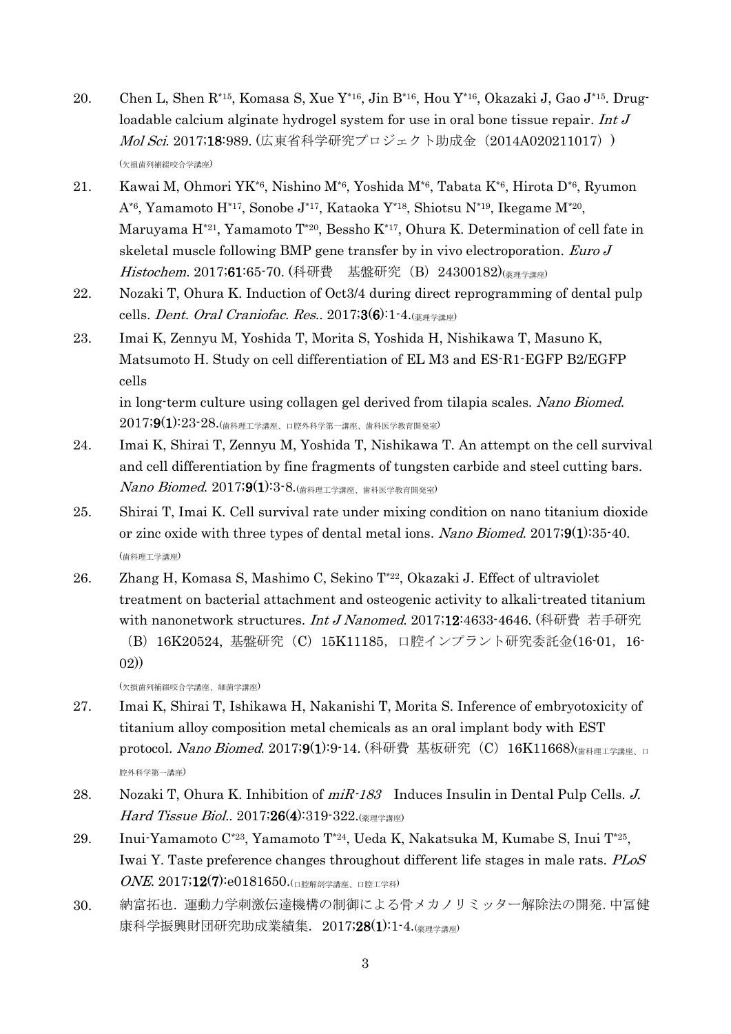20. Chen L, Shen R[*15], Komasa S, Xue Y[*16], Jin B[*16], Hou Y[*16], Okazaki J, Gao J[*15]. Drug-loadable calcium alginate hydrogel system for use in oral bone tissue repair. *Int J Mol Sci*. 2017;**18**:989. (広東省科学研究プロジェクト助成金（2014A020211017））
(欠損歯列補綴咬合学講座)

21. Kawai M, Ohmori YK[*6], Nishino M[*6], Yoshida M[*6], Tabata K[*6], Hirota D[*6], Ryumon A[*6], Yamamoto H[*17], Sonobe J[*17], Kataoka Y[*18], Shiotsu N[*19], Ikegame M[*20], Maruyama H[*21], Yamamoto T[*20], Bessho K[*17], Ohura K. Determination of cell fate in skeletal muscle following BMP gene transfer by in vivo electroporation. *Euro J Histochem*. 2017;**61**:65-70. (科研費　基盤研究（B）24300182)(薬理学講座)

22. Nozaki T, Ohura K. Induction of Oct3/4 during direct reprogramming of dental pulp cells. *Dent. Oral Craniofac. Res.*. 2017;**3(6)**:1-4.(薬理学講座)

23. Imai K, Zennyu M, Yoshida T, Morita S, Yoshida H, Nishikawa T, Masuno K, Matsumoto H. Study on cell differentiation of EL M3 and ES-R1-EGFP B2/EGFP cells
in long-term culture using collagen gel derived from tilapia scales. *Nano Biomed*. 2017;**9(1)**:23-28.(歯科理工学講座、口腔外科学第一講座、歯科医学教育開発室)

24. Imai K, Shirai T, Zennyu M, Yoshida T, Nishikawa T. An attempt on the cell survival and cell differentiation by fine fragments of tungsten carbide and steel cutting bars. *Nano Biomed*. 2017;**9(1)**:3-8.(歯科理工学講座、歯科医学教育開発室)

25. Shirai T, Imai K. Cell survival rate under mixing condition on nano titanium dioxide or zinc oxide with three types of dental metal ions. *Nano Biomed*. 2017;**9(1)**:35-40.
(歯科理工学講座)

26. Zhang H, Komasa S, Mashimo C, Sekino T[*22], Okazaki J. Effect of ultraviolet treatment on bacterial attachment and osteogenic activity to alkali-treated titanium with nanonetwork structures. *Int J Nanomed*. 2017;**12**:4633-4646. (科研費 若手研究（B）16K20524, 基盤研究（C）15K11185, 口腔インプラント研究委託金(16-01, 16-02))
(欠損歯列補綴咬合学講座、細菌学講座)

27. Imai K, Shirai T, Ishikawa H, Nakanishi T, Morita S. Inference of embryotoxicity of titanium alloy composition metal chemicals as an oral implant body with EST protocol. *Nano Biomed*. 2017;**9(1)**:9-14. (科研費 基板研究（C）16K11668)(歯科理工学講座、口腔外科学第一講座)

28. Nozaki T, Ohura K. Inhibition of *miR-183* Induces Insulin in Dental Pulp Cells. *J. Hard Tissue Biol.*. 2017;**26(4)**:319-322.(薬理学講座)

29. Inui-Yamamoto C[*23], Yamamoto T[*24], Ueda K, Nakatsuka M, Kumabe S, Inui T[*25], Iwai Y. Taste preference changes throughout different life stages in male rats. *PLoS ONE*. 2017;**12(7)**:e0181650.(口腔解剖学講座、口腔工学科)

30. 納富拓也. 運動力学刺激伝達機構の制御による骨メカノリミッター解除法の開発. 中冨健康科学振興財団研究助成業績集. 2017;**28(1)**:1-4.(薬理学講座)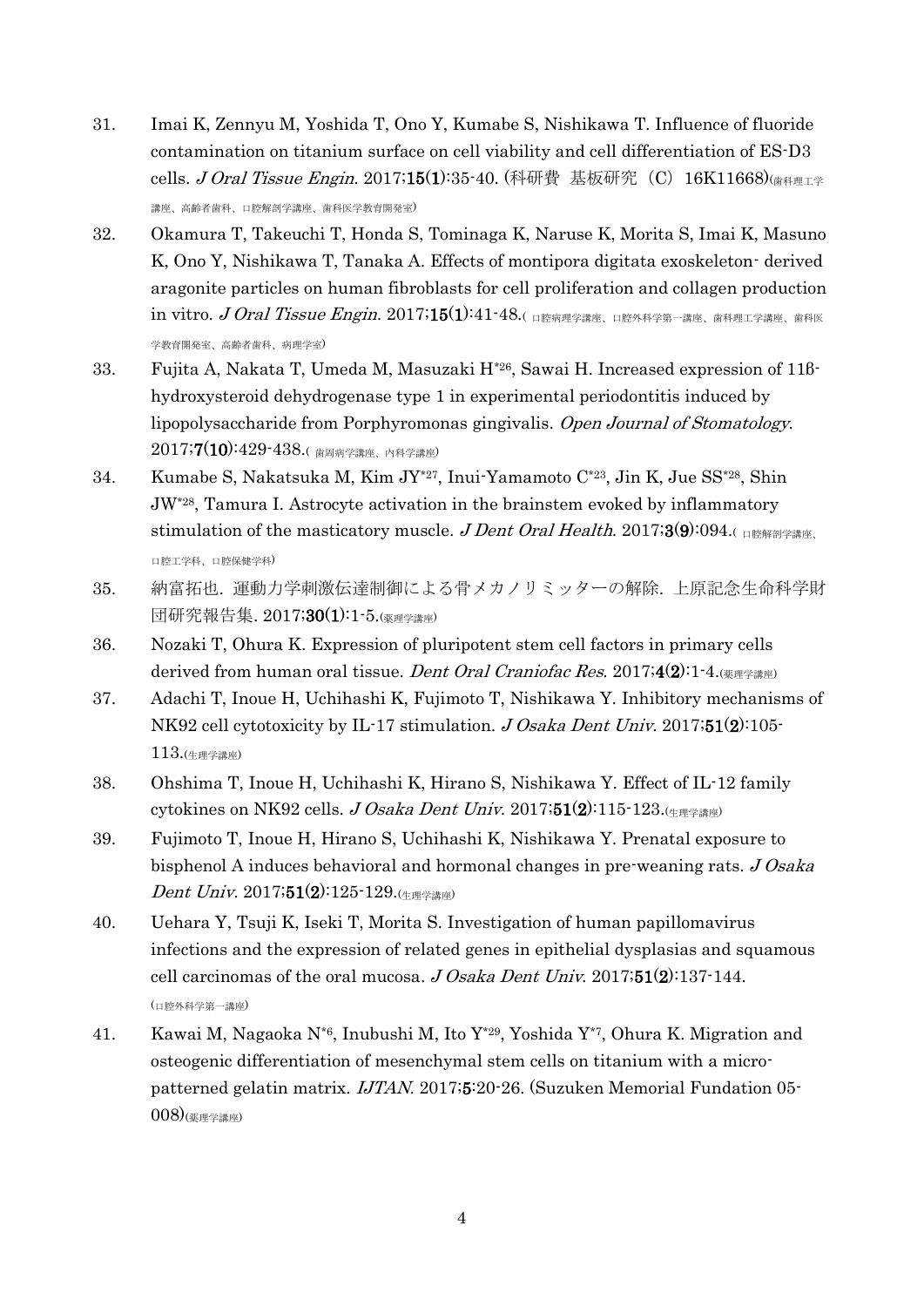31. Imai K, Zennyu M, Yoshida T, Ono Y, Kumabe S, Nishikawa T. Influence of fluoride contamination on titanium surface on cell viability and cell differentiation of ES-D3 cells. *J Oral Tissue Engin*. 2017;**15(1)**:35-40. (科研費 基板研究（C）16K11668)(歯科理工学講座、高齢者歯科、口腔解剖学講座、歯科医学教育開発室)

32. Okamura T, Takeuchi T, Honda S, Tominaga K, Naruse K, Morita S, Imai K, Masuno K, Ono Y, Nishikawa T, Tanaka A. Effects of montipora digitata exoskeleton- derived aragonite particles on human fibroblasts for cell proliferation and collagen production in vitro. *J Oral Tissue Engin*. 2017;**15(1)**:41-48.( 口腔病理学講座、口腔外科学第一講座、歯科理工学講座、歯科医学教育開発室、高齢者歯科、病理学室)

33. Fujita A, Nakata T, Umeda M, Masuzaki H[*26], Sawai H. Increased expression of 11β-hydroxysteroid dehydrogenase type 1 in experimental periodontitis induced by lipopolysaccharide from Porphyromonas gingivalis. *Open Journal of Stomatology*. 2017;**7(10)**:429-438.( 歯周病学講座、内科学講座)

34. Kumabe S, Nakatsuka M, Kim JY[*27], Inui-Yamamoto C[*23], Jin K, Jue SS[*28], Shin JW[*28], Tamura I. Astrocyte activation in the brainstem evoked by inflammatory stimulation of the masticatory muscle. *J Dent Oral Health*. 2017;**3(9)**:094.( 口腔解剖学講座、口腔工学科、口腔保健学科)

35. 納富拓也. 運動力学刺激伝達制御による骨メカノリミッターの解除. 上原記念生命科学財団研究報告集. 2017;**30(1)**:1-5.(薬理学講座)

36. Nozaki T, Ohura K. Expression of pluripotent stem cell factors in primary cells derived from human oral tissue. *Dent Oral Craniofac Res*. 2017;**4(2)**:1-4.(薬理学講座)

37. Adachi T, Inoue H, Uchihashi K, Fujimoto T, Nishikawa Y. Inhibitory mechanisms of NK92 cell cytotoxicity by IL-17 stimulation. *J Osaka Dent Univ*. 2017;**51(2)**:105-113.(生理学講座)

38. Ohshima T, Inoue H, Uchihashi K, Hirano S, Nishikawa Y. Effect of IL-12 family cytokines on NK92 cells. *J Osaka Dent Univ*. 2017;**51(2)**:115-123.(生理学講座)

39. Fujimoto T, Inoue H, Hirano S, Uchihashi K, Nishikawa Y. Prenatal exposure to bisphenol A induces behavioral and hormonal changes in pre-weaning rats. *J Osaka Dent Univ*. 2017;**51(2)**:125-129.(生理学講座)

40. Uehara Y, Tsuji K, Iseki T, Morita S. Investigation of human papillomavirus infections and the expression of related genes in epithelial dysplasias and squamous cell carcinomas of the oral mucosa. *J Osaka Dent Univ*. 2017;**51(2)**:137-144. (口腔外科学第一講座)

41. Kawai M, Nagaoka N[*6], Inubushi M, Ito Y[*29], Yoshida Y[*7], Ohura K. Migration and osteogenic differentiation of mesenchymal stem cells on titanium with a micro-patterned gelatin matrix. *IJTAN*. 2017;**5**:20-26. (Suzuken Memorial Fundation 05-008)(薬理学講座)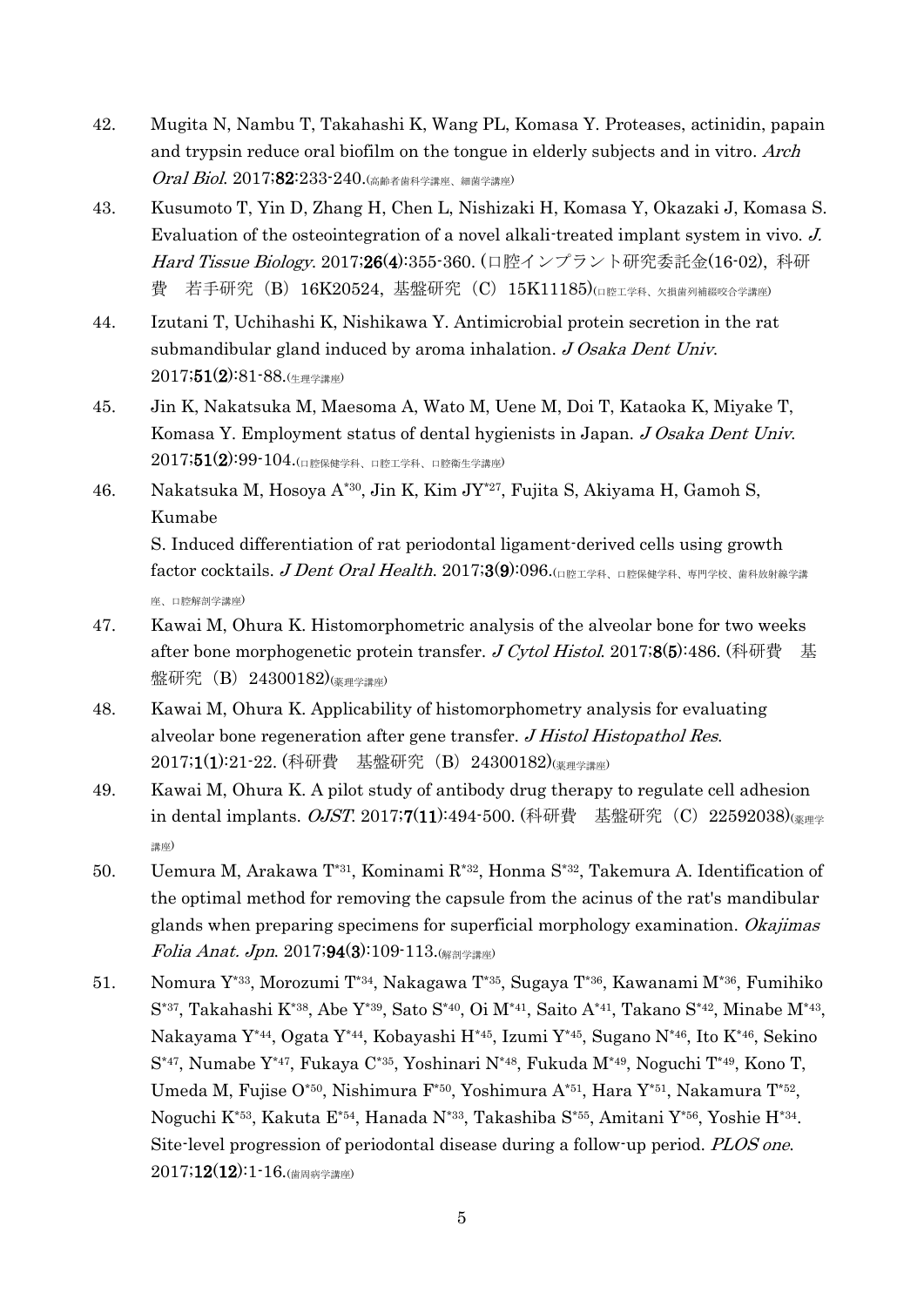42. Mugita N, Nambu T, Takahashi K, Wang PL, Komasa Y. Proteases, actinidin, papain and trypsin reduce oral biofilm on the tongue in elderly subjects and in vitro. *Arch Oral Biol*. 2017;**82**:233-240.(高齢者歯科学講座、細菌学講座)

43. Kusumoto T, Yin D, Zhang H, Chen L, Nishizaki H, Komasa Y, Okazaki J, Komasa S. Evaluation of the osteointegration of a novel alkali-treated implant system in vivo. *J. Hard Tissue Biology*. 2017;**26(4)**:355-360. (口腔インプラント研究委託金(16-02), 科研費　若手研究（B）16K20524, 基盤研究（C）15K11185)(口腔工学科、欠損歯列補綴咬合学講座)

44. Izutani T, Uchihashi K, Nishikawa Y. Antimicrobial protein secretion in the rat submandibular gland induced by aroma inhalation. *J Osaka Dent Univ*. 2017;**51(2)**:81-88.(生理学講座)

45. Jin K, Nakatsuka M, Maesoma A, Wato M, Uene M, Doi T, Kataoka K, Miyake T, Komasa Y. Employment status of dental hygienists in Japan. *J Osaka Dent Univ*. 2017;**51(2)**:99-104.(口腔保健学科、口腔工学科、口腔衛生学講座)

46. Nakatsuka M, Hosoya A[*30], Jin K, Kim JY[*27], Fujita S, Akiyama H, Gamoh S, Kumabe S. Induced differentiation of rat periodontal ligament-derived cells using growth factor cocktails. *J Dent Oral Health*. 2017;**3(9)**:096.(口腔工学科、口腔保健学科、専門学校、歯科放射線学講座、口腔解剖学講座)

47. Kawai M, Ohura K. Histomorphometric analysis of the alveolar bone for two weeks after bone morphogenetic protein transfer. *J Cytol Histol*. 2017;**8(5)**:486. (科研費　基盤研究（B）24300182)(薬理学講座)

48. Kawai M, Ohura K. Applicability of histomorphometry analysis for evaluating alveolar bone regeneration after gene transfer. *J Histol Histopathol Res*. 2017;**1(1)**:21-22. (科研費　基盤研究（B）24300182)(薬理学講座)

49. Kawai M, Ohura K. A pilot study of antibody drug therapy to regulate cell adhesion in dental implants. *OJST*. 2017;**7(11)**:494-500. (科研費　基盤研究（C）22592038)(薬理学講座)

50. Uemura M, Arakawa T[*31], Kominami R[*32], Honma S[*32], Takemura A. Identification of the optimal method for removing the capsule from the acinus of the rat's mandibular glands when preparing specimens for superficial morphology examination. *Okajimas Folia Anat. Jpn*. 2017;**94(3)**:109-113.(解剖学講座)

51. Nomura Y[*33], Morozumi T[*34], Nakagawa T[*35], Sugaya T[*36], Kawanami M[*36], Fumihiko S[*37], Takahashi K[*38], Abe Y[*39], Sato S[*40], Oi M[*41], Saito A[*41], Takano S[*42], Minabe M[*43], Nakayama Y[*44], Ogata Y[*44], Kobayashi H[*45], Izumi Y[*45], Sugano N[*46], Ito K[*46], Sekino S[*47], Numabe Y[*47], Fukaya C[*35], Yoshinari N[*48], Fukuda M[*49], Noguchi T[*49], Kono T, Umeda M, Fujise O[*50], Nishimura F[*50], Yoshimura A[*51], Hara Y[*51], Nakamura T[*52], Noguchi K[*53], Kakuta E[*54], Hanada N[*33], Takashiba S[*55], Amitani Y[*56], Yoshie H[*34]. Site-level progression of periodontal disease during a follow-up period. *PLOS one*. 2017;**12(12)**:1-16.(歯周病学講座)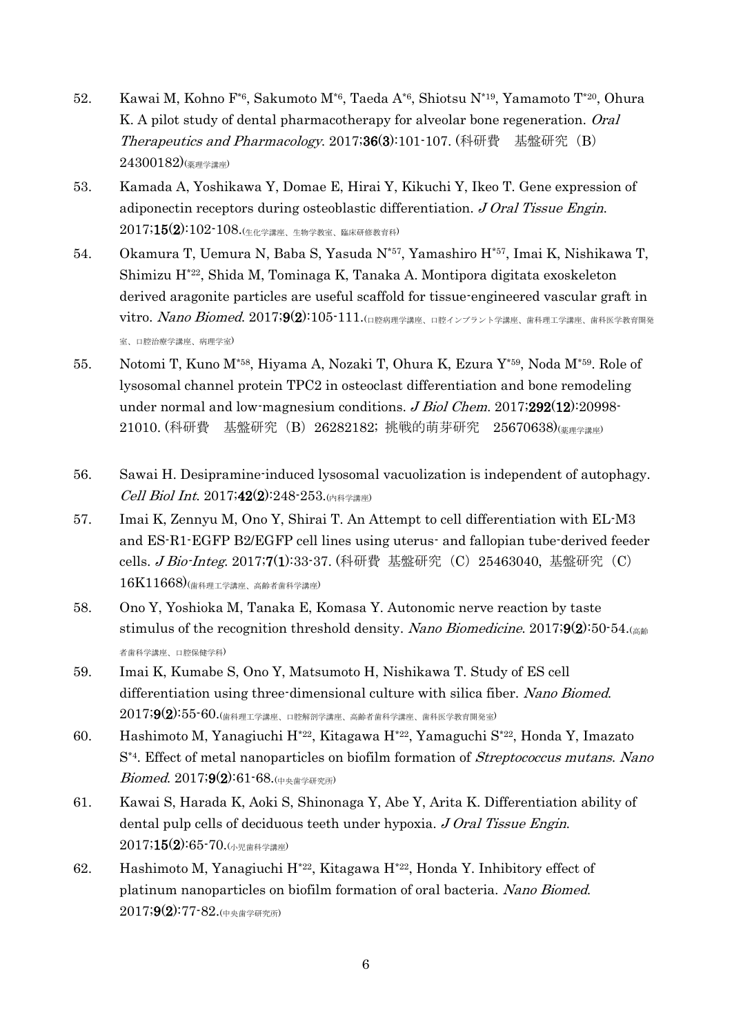52. Kawai M, Kohno F[*6], Sakumoto M[*6], Taeda A[*6], Shiotsu N[*19], Yamamoto T[*20], Ohura K. A pilot study of dental pharmacotherapy for alveolar bone regeneration. *Oral Therapeutics and Pharmacology*. 2017;**36(3)**:101-107. (科研費　基盤研究（B）24300182)(薬理学講座)

53. Kamada A, Yoshikawa Y, Domae E, Hirai Y, Kikuchi Y, Ikeo T. Gene expression of adiponectin receptors during osteoblastic differentiation. *J Oral Tissue Engin*. 2017;**15(2)**:102-108.(生化学講座、生物学教室、臨床研修教育科)

54. Okamura T, Uemura N, Baba S, Yasuda N[*57], Yamashiro H[*57], Imai K, Nishikawa T, Shimizu H[*22], Shida M, Tominaga K, Tanaka A. Montipora digitata exoskeleton derived aragonite particles are useful scaffold for tissue-engineered vascular graft in vitro. *Nano Biomed*. 2017;**9(2)**:105-111.(口腔病理学講座、口腔インプラント学講座、歯科理工学講座、歯科医学教育開発室、口腔治療学講座、病理学室)

55. Notomi T, Kuno M[*58], Hiyama A, Nozaki T, Ohura K, Ezura Y[*59], Noda M[*59]. Role of lysosomal channel protein TPC2 in osteoclast differentiation and bone remodeling under normal and low-magnesium conditions. *J Biol Chem*. 2017;**292(12)**:20998-21010. (科研費　基盤研究（B）26282182; 挑戦的萌芽研究　25670638)(薬理学講座)

56. Sawai H. Desipramine-induced lysosomal vacuolization is independent of autophagy. *Cell Biol Int*. 2017;**42(2)**:248-253.(内科学講座)

57. Imai K, Zennyu M, Ono Y, Shirai T. An Attempt to cell differentiation with EL-M3 and ES-R1-EGFP B2/EGFP cell lines using uterus- and fallopian tube-derived feeder cells. *J Bio-Integ*. 2017;**7(1)**:33-37. (科研費 基盤研究（C）25463040, 基盤研究（C）16K11668)(歯科理工学講座、高齢者歯科学講座)

58. Ono Y, Yoshioka M, Tanaka E, Komasa Y. Autonomic nerve reaction by taste stimulus of the recognition threshold density. *Nano Biomedicine*. 2017;**9(2)**:50-54.(高齢者歯科学講座、口腔保健学科)

59. Imai K, Kumabe S, Ono Y, Matsumoto H, Nishikawa T. Study of ES cell differentiation using three-dimensional culture with silica fiber. *Nano Biomed*. 2017;**9(2)**:55-60.(歯科理工学講座、口腔解剖学講座、高齢者歯科学講座、歯科医学教育開発室)

60. Hashimoto M, Yanagiuchi H[*22], Kitagawa H[*22], Yamaguchi S[*22], Honda Y, Imazato S[*4]. Effect of metal nanoparticles on biofilm formation of *Streptococcus mutans*. *Nano Biomed*. 2017;**9(2)**:61-68.(中央歯学研究所)

61. Kawai S, Harada K, Aoki S, Shinonaga Y, Abe Y, Arita K. Differentiation ability of dental pulp cells of deciduous teeth under hypoxia. *J Oral Tissue Engin*. 2017;**15(2)**:65-70.(小児歯科学講座)

62. Hashimoto M, Yanagiuchi H[*22], Kitagawa H[*22], Honda Y. Inhibitory effect of platinum nanoparticles on biofilm formation of oral bacteria. *Nano Biomed*. 2017;**9(2)**:77-82.(中央歯学研究所)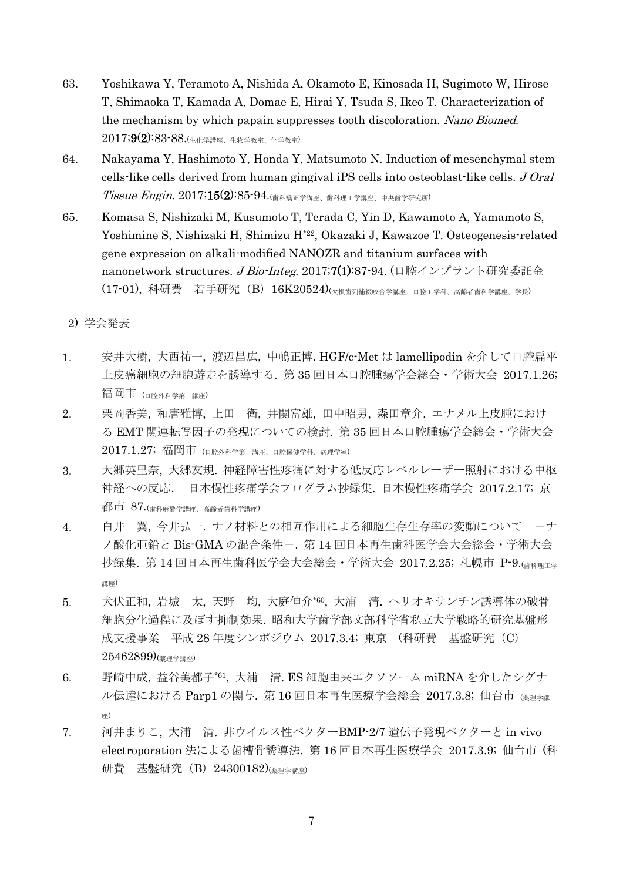63. Yoshikawa Y, Teramoto A, Nishida A, Okamoto E, Kinosada H, Sugimoto W, Hirose T, Shimaoka T, Kamada A, Domae E, Hirai Y, Tsuda S, Ikeo T. Characterization of the mechanism by which papain suppresses tooth discoloration. *Nano Biomed*. 2017;**9(2)**:83-88.(生化学講座、生物学教室、化学教室)

64. Nakayama Y, Hashimoto Y, Honda Y, Matsumoto N. Induction of mesenchymal stem cells-like cells derived from human gingival iPS cells into osteoblast-like cells. *J Oral Tissue Engin*. 2017;**15(2)**:85-94.(歯科矯正学講座、歯科理工学講座、中央歯学研究所)

65. Komasa S, Nishizaki M, Kusumoto T, Terada C, Yin D, Kawamoto A, Yamamoto S, Yoshimine S, Nishizaki H, Shimizu H[*22], Okazaki J, Kawazoe T. Osteogenesis-related gene expression on alkali-modified NANOZR and titanium surfaces with nanonetwork structures. *J Bio-Integ*. 2017;**7(1)**:87-94.（口腔インプラント研究委託金(17-01), 科研費　若手研究（B）16K20524)(欠損歯列補綴咬合学講座、口腔工学科、高齢者歯科学講座、学長)

2) 学会発表

1. 安井大樹, 大西祐一, 渡辺昌広, 中嶋正博. HGF/c-Met は lamellipodin を介して口腔扁平上皮癌細胞の細胞遊走を誘導する. 第 35 回日本口腔腫瘍学会総会・学術大会 2017.1.26; 福岡市 (口腔外科学第二講座)

2. 栗岡香美, 和唐雅博, 上田　衛, 井関富雄, 田中昭男, 森田章介. エナメル上皮腫における EMT 関連転写因子の発現についての検討. 第 35 回日本口腔腫瘍学会総会・学術大会 2017.1.27; 福岡市 (口腔外科学第一講座、口腔保健学科、病理学室)

3. 大郷英里奈, 大郷友規. 神経障害性疼痛に対する低反応レベルレーザー照射における中枢神経への反応.　日本慢性疼痛学会プログラム抄録集. 日本慢性疼痛学会 2017.2.17; 京都市 87.(歯科麻酔学講座、高齢者歯科学講座)

4. 白井　翼, 今井弘一. ナノ材料との相互作用による細胞生存生存率の変動について　－ナノ酸化亜鉛と Bis-GMA の混合条件－. 第 14 回日本再生歯科医学会大会総会・学術大会抄録集. 第 14 回日本再生歯科医学会大会総会・学術大会 2017.2.25; 札幌市 P-9.(歯科理工学講座)

5. 犬伏正和, 岩城　太, 天野　均, 大庭伸介[*60], 大浦　清. ヘリオキサンチン誘導体の破骨細胞分化過程に及ぼす抑制効果. 昭和大学歯学部文部科学省私立大学戦略的研究基盤形成支援事業　平成 28 年度シンポジウム 2017.3.4; 東京 (科研費　基盤研究（C）25462899)(薬理学講座)

6. 野崎中成, 益谷美都子[*61], 大浦　清. ES 細胞由来エクソソーム miRNA を介したシグナル伝達における Parp1 の関与. 第 16 回日本再生医療学会総会 2017.3.8; 仙台市 (薬理学講座)

7. 河井まりこ, 大浦　清. 非ウイルス性ベクターBMP-2/7 遺伝子発現ベクターと in vivo electroporation 法による歯槽骨誘導法. 第 16 回日本再生医療学会 2017.3.9; 仙台市 (科研費　基盤研究（B）24300182)(薬理学講座)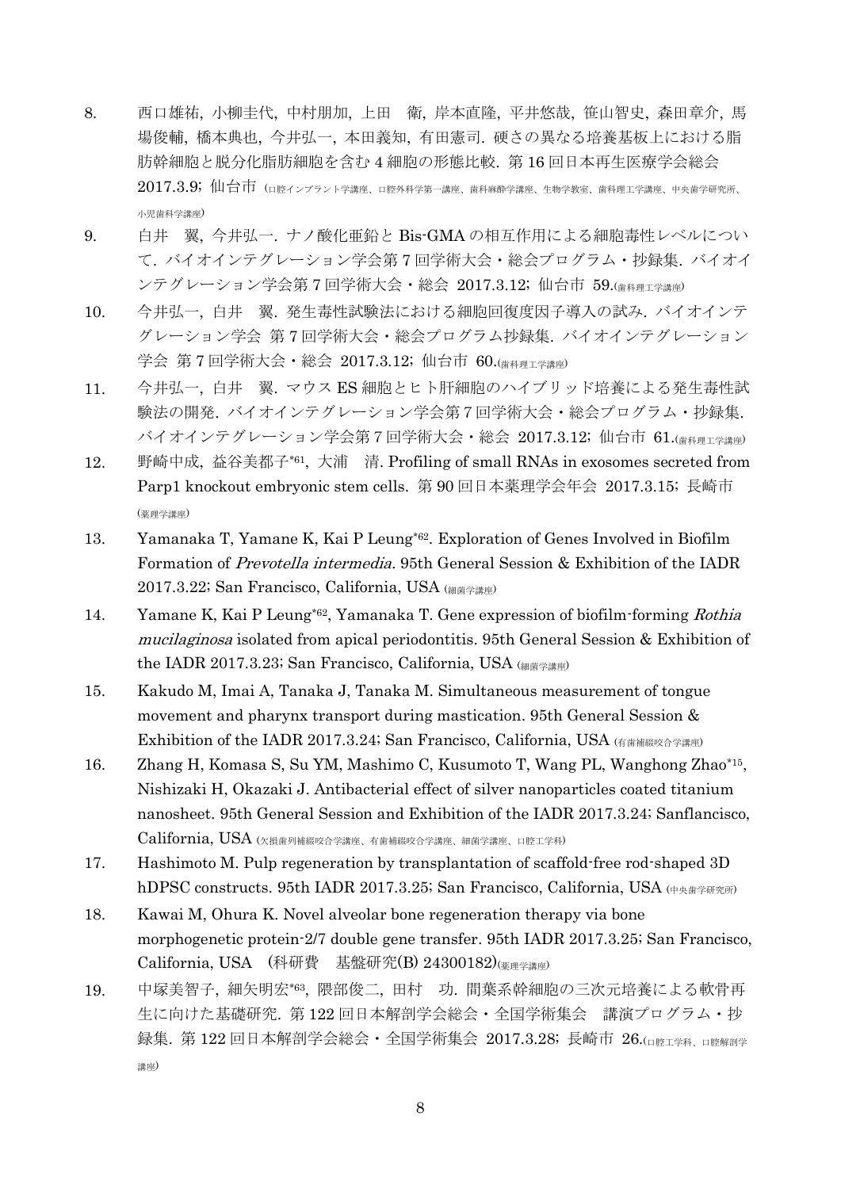8. 西口雄祐, 小柳圭代, 中村朋加, 上田　衛, 岸本直隆, 平井悠哉, 笹山智史, 森田章介, 馬場俊輔, 橋本典也, 今井弘一, 本田義知, 有田憲司. 硬さの異なる培養基板上における脂肪幹細胞と脱分化脂肪細胞を含む 4 細胞の形態比較. 第 16 回日本再生医療学会総会 2017.3.9; 仙台市 (口腔インプラント学講座、口腔外科学第一講座、歯科麻酔学講座、生物学教室、歯科理工学講座、中央歯学研究所、小児歯科学講座)

9. 白井　翼, 今井弘一. ナノ酸化亜鉛と Bis-GMA の相互作用による細胞毒性レベルについて. バイオインテグレーション学会第 7 回学術大会・総会プログラム・抄録集. バイオインテグレーション学会第 7 回学術大会・総会 2017.3.12; 仙台市 59.(歯科理工学講座)

10. 今井弘一, 白井　翼. 発生毒性試験法における細胞回復度因子導入の試み. バイオインテグレーション学会 第 7 回学術大会・総会プログラム抄録集. バイオインテグレーション学会 第 7 回学術大会・総会 2017.3.12; 仙台市 60.(歯科理工学講座)

11. 今井弘一, 白井　翼. マウス ES 細胞とヒト肝細胞のハイブリッド培養による発生毒性試験法の開発. バイオインテグレーション学会第 7 回学術大会・総会プログラム・抄録集. バイオインテグレーション学会第 7 回学術大会・総会 2017.3.12; 仙台市 61.(歯科理工学講座)

12. 野崎中成, 益谷美都子*61, 大浦　清. Profiling of small RNAs in exosomes secreted from Parp1 knockout embryonic stem cells. 第 90 回日本薬理学会年会 2017.3.15; 長崎市 (薬理学講座)

13. Yamanaka T, Yamane K, Kai P Leung*62. Exploration of Genes Involved in Biofilm Formation of *Prevotella intermedia*. 95th General Session & Exhibition of the IADR 2017.3.22; San Francisco, California, USA (細菌学講座)

14. Yamane K, Kai P Leung*62, Yamanaka T. Gene expression of biofilm-forming *Rothia mucilaginosa* isolated from apical periodontitis. 95th General Session & Exhibition of the IADR 2017.3.23; San Francisco, California, USA (細菌学講座)

15. Kakudo M, Imai A, Tanaka J, Tanaka M. Simultaneous measurement of tongue movement and pharynx transport during mastication. 95th General Session & Exhibition of the IADR 2017.3.24; San Francisco, California, USA (有歯補綴咬合学講座)

16. Zhang H, Komasa S, Su YM, Mashimo C, Kusumoto T, Wang PL, Wanghong Zhao*15, Nishizaki H, Okazaki J. Antibacterial effect of silver nanoparticles coated titanium nanosheet. 95th General Session and Exhibition of the IADR 2017.3.24; Sanflancisco, California, USA (欠損歯列補綴咬合学講座、有歯補綴咬合学講座、細菌学講座、口腔工学科)

17. Hashimoto M. Pulp regeneration by transplantation of scaffold-free rod-shaped 3D hDPSC constructs. 95th IADR 2017.3.25; San Francisco, California, USA (中央歯学研究所)

18. Kawai M, Ohura K. Novel alveolar bone regeneration therapy via bone morphogenetic protein-2/7 double gene transfer. 95th IADR 2017.3.25; San Francisco, California, USA　(科研費　基盤研究(B) 24300182)(薬理学講座)

19. 中塚美智子, 細矢明宏*63, 隈部俊二, 田村　功. 間葉系幹細胞の三次元培養による軟骨再生に向けた基礎研究. 第 122 回日本解剖学会総会・全国学術集会　講演プログラム・抄録集. 第 122 回日本解剖学会総会・全国学術集会 2017.3.28; 長崎市 26.(口腔工学科、口腔解剖学講座)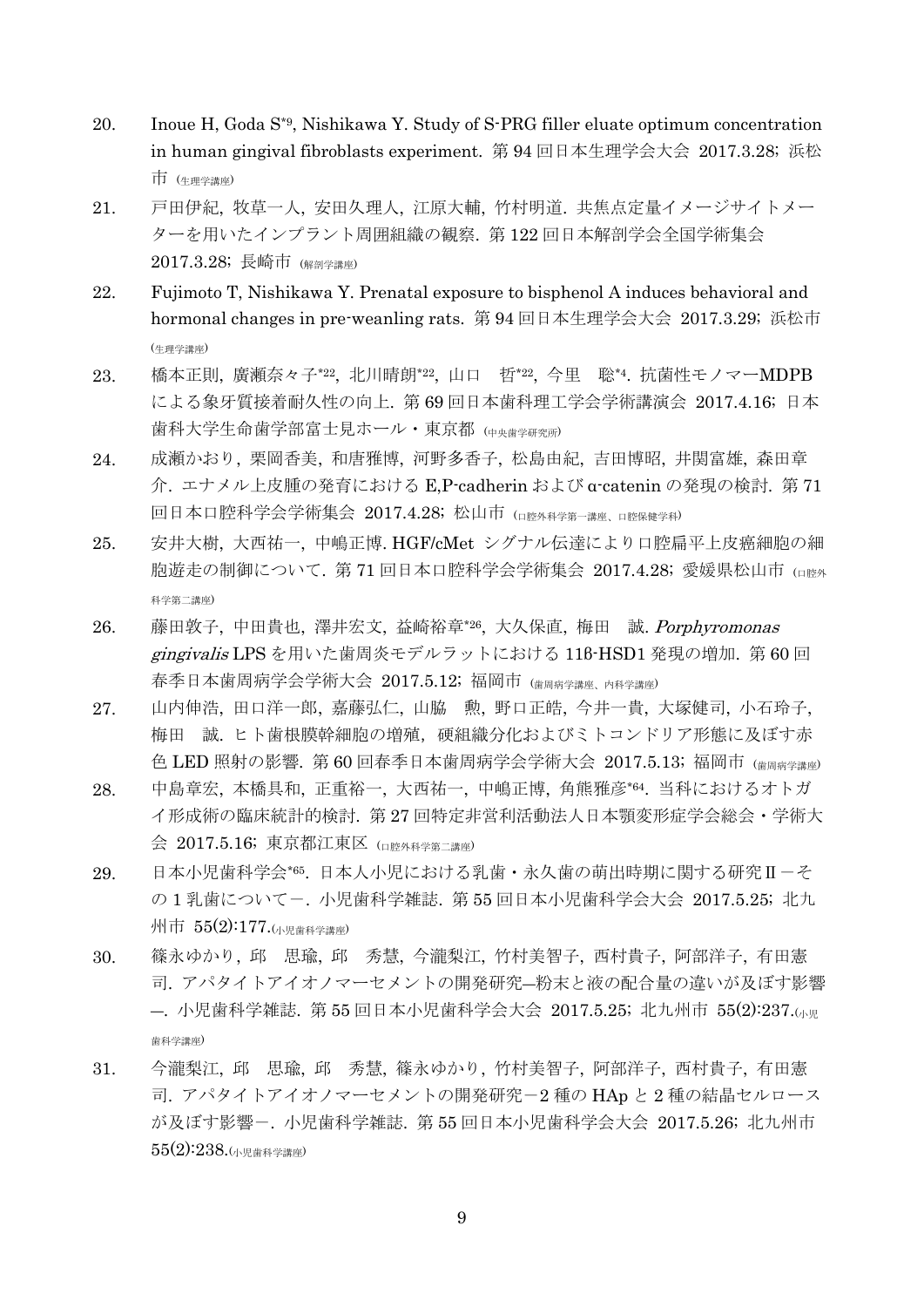20. Inoue H, Goda S[*9], Nishikawa Y. Study of S-PRG filler eluate optimum concentration in human gingival fibroblasts experiment. 第 94 回日本生理学会大会 2017.3.28; 浜松市 (生理学講座)

21. 戸田伊紀, 牧草一人, 安田久理人, 江原大輔, 竹村明道. 共焦点定量イメージサイトメーターを用いたインプラント周囲組織の観察. 第 122 回日本解剖学会全国学術集会 2017.3.28; 長崎市 (解剖学講座)

22. Fujimoto T, Nishikawa Y. Prenatal exposure to bisphenol A induces behavioral and hormonal changes in pre-weanling rats. 第 94 回日本生理学会大会 2017.3.29; 浜松市 (生理学講座)

23. 橋本正則, 廣瀬奈々子[*22], 北川晴朗[*22], 山口 哲[*22], 今里 聡[*4]. 抗菌性モノマーMDPB による象牙質接着耐久性の向上. 第 69 回日本歯科理工学会学術講演会 2017.4.16; 日本歯科大学生命歯学部富士見ホール・東京都 (中央歯学研究所)

24. 成瀬かおり, 栗岡香美, 和唐雅博, 河野多香子, 松島由紀, 吉田博昭, 井関富雄, 森田章介. エナメル上皮腫の発育における E,P-cadherin および α-catenin の発現の検討. 第 71 回日本口腔科学会学術集会 2017.4.28; 松山市 (口腔外科学第一講座、口腔保健学科)

25. 安井大樹, 大西祐一, 中嶋正博. HGF/cMet シグナル伝達により口腔扁平上皮癌細胞の細胞遊走の制御について. 第 71 回日本口腔科学会学術集会 2017.4.28; 愛媛県松山市 (口腔外科学第二講座)

26. 藤田敦子, 中田貴也, 澤井宏文, 益崎裕章[*26], 大久保直, 梅田 誠. *Porphyromonas gingivalis* LPS を用いた歯周炎モデルラットにおける 11β-HSD1 発現の増加. 第 60 回春季日本歯周病学会学術大会 2017.5.12; 福岡市 (歯周病学講座、内科学講座)

27. 山内伸浩, 田口洋一郎, 嘉藤弘仁, 山脇 勲, 野口正皓, 今井一貴, 大塚健司, 小石玲子, 梅田 誠. ヒト歯根膜幹細胞の増殖, 硬組織分化およびミトコンドリア形態に及ぼす赤色 LED 照射の影響. 第 60 回春季日本歯周病学会学術大会 2017.5.13; 福岡市 (歯周病学講座)

28. 中島章宏, 本橋具和, 正重裕一, 大西祐一, 中嶋正博, 角熊雅彦[*64]. 当科におけるオトガイ形成術の臨床統計的検討. 第 27 回特定非営利活動法人日本顎変形症学会総会・学術大会 2017.5.16; 東京都江東区 (口腔外科学第二講座)

29. 日本小児歯科学会[*65]. 日本人小児における乳歯・永久歯の萌出時期に関する研究Ⅱ－その 1 乳歯について－. 小児歯科学雑誌. 第 55 回日本小児歯科学会大会 2017.5.25; 北九州市 55(2):177.(小児歯科学講座)

30. 篠永ゆかり, 邱 思瑜, 邱 秀慧, 今瀧梨江, 竹村美智子, 西村貴子, 阿部洋子, 有田憲司. アパタイトアイオノマーセメントの開発研究―粉末と液の配合量の違いが及ぼす影響―. 小児歯科学雑誌. 第 55 回日本小児歯科学会大会 2017.5.25; 北九州市 55(2):237.(小児歯科学講座)

31. 今瀧梨江, 邱 思瑜, 邱 秀慧, 篠永ゆかり, 竹村美智子, 阿部洋子, 西村貴子, 有田憲司. アパタイトアイオノマーセメントの開発研究－2 種の HAp と 2 種の結晶セルロースが及ぼす影響－. 小児歯科学雑誌. 第 55 回日本小児歯科学会大会 2017.5.26; 北九州市 55(2):238.(小児歯科学講座)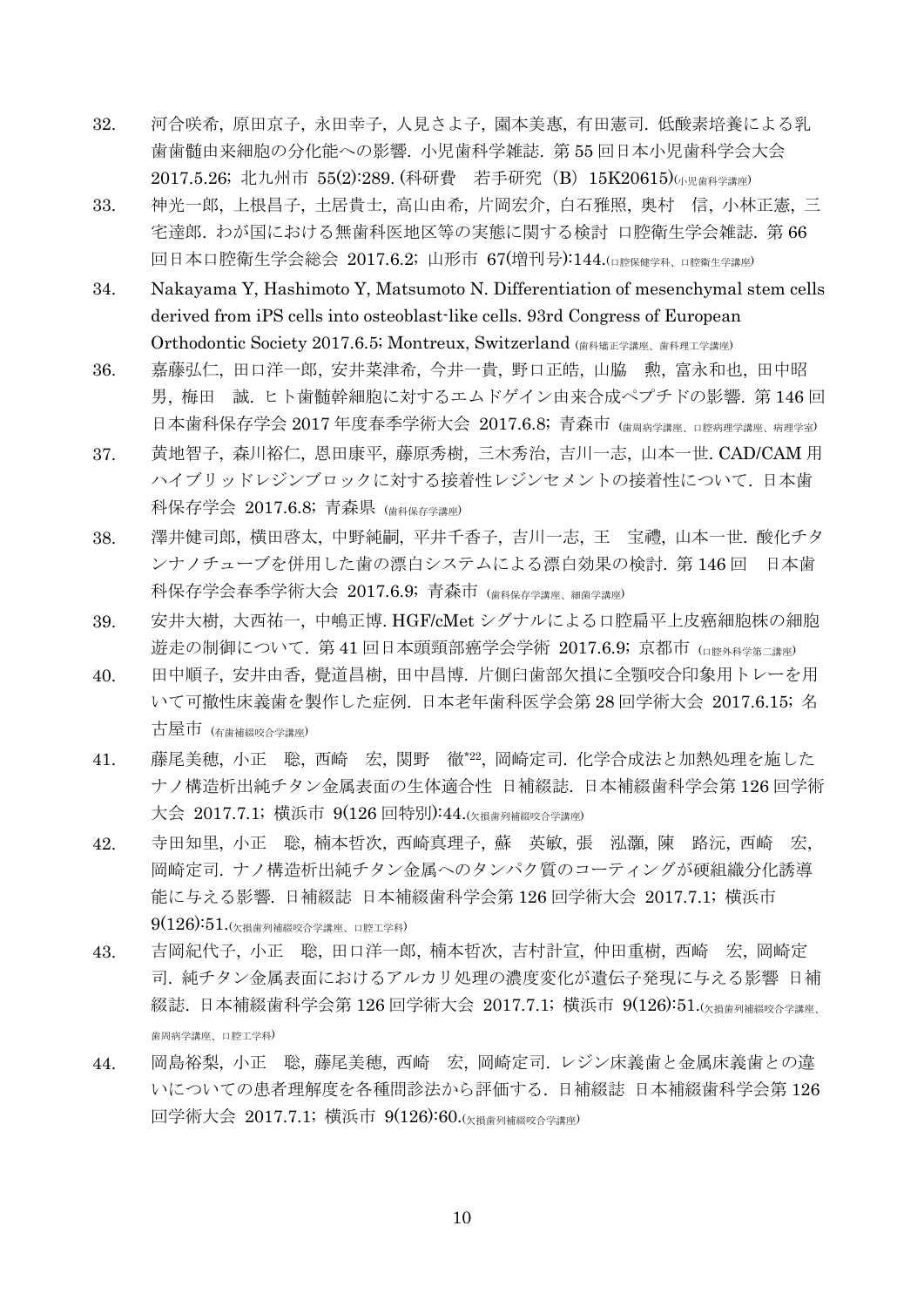32. 河合咲希, 原田京子, 永田幸子, 人見さよ子, 園本美惠, 有田憲司. 低酸素培養による乳歯歯髄由来細胞の分化能への影響. 小児歯科学雑誌. 第 55 回日本小児歯科学会大会 2017.5.26; 北九州市 55(2):289. (科研費　若手研究（B）15K20615)(小児歯科学講座)

33. 神光一郎, 上根昌子, 土居貴士, 高山由希, 片岡宏介, 白石雅照, 奥村　信, 小林正憲, 三宅達郎. わが国における無歯科医地区等の実態に関する検討 口腔衛生学会雑誌. 第 66 回日本口腔衛生学会総会 2017.6.2; 山形市 67(増刊号):144.(口腔保健学科、口腔衛生学講座)

34. Nakayama Y, Hashimoto Y, Matsumoto N. Differentiation of mesenchymal stem cells derived from iPS cells into osteoblast-like cells. 93rd Congress of European Orthodontic Society 2017.6.5; Montreux, Switzerland (歯科矯正学講座、歯科理工学講座)

36. 嘉藤弘仁, 田口洋一郎, 安井菜津希, 今井一貴, 野口正皓, 山脇　勲, 富永和也, 田中昭男, 梅田　誠. ヒト歯髄幹細胞に対するエムドゲイン由来合成ペプチドの影響. 第 146 回日本歯科保存学会 2017 年度春季学術大会 2017.6.8; 青森市 (歯周病学講座、口腔病理学講座、病理学室)

37. 黄地智子, 森川裕仁, 恩田康平, 藤原秀樹, 三木秀治, 吉川一志, 山本一世. CAD/CAM 用ハイブリッドレジンブロックに対する接着性レジンセメントの接着性について. 日本歯科保存学会 2017.6.8; 青森県 (歯科保存学講座)

38. 澤井健司郎, 横田啓太, 中野純嗣, 平井千香子, 吉川一志, 王　宝禮, 山本一世. 酸化チタンナノチューブを併用した歯の漂白システムによる漂白効果の検討. 第 146 回　日本歯科保存学会春季学術大会 2017.6.9; 青森市 (歯科保存学講座、細菌学講座)

39. 安井大樹, 大西祐一, 中嶋正博. HGF/cMet シグナルによる口腔扁平上皮癌細胞株の細胞遊走の制御について. 第 41 回日本頭頸部癌学会学術 2017.6.9; 京都市 (口腔外科学第二講座)

40. 田中順子, 安井由香, 覺道昌樹, 田中昌博. 片側臼歯部欠損に全顎咬合印象用トレーを用いて可撤性床義歯を製作した症例. 日本老年歯科医学会第 28 回学術大会 2017.6.15; 名古屋市 (有歯補綴咬合学講座)

41. 藤尾美穂, 小正　聡, 西崎　宏, 関野　徹*22, 岡崎定司. 化学合成法と加熱処理を施したナノ構造析出純チタン金属表面の生体適合性 日補綴誌. 日本補綴歯科学会第 126 回学術大会 2017.7.1; 横浜市 9(126 回特別):44.(欠損歯列補綴咬合学講座)

42. 寺田知里, 小正　聡, 楠本哲次, 西崎真理子, 蘇　英敏, 張　泓灝, 陳　路沅, 西崎　宏, 岡崎定司. ナノ構造析出純チタン金属へのタンパク質のコーティングが硬組織分化誘導能に与える影響. 日補綴誌 日本補綴歯科学会第 126 回学術大会 2017.7.1; 横浜市 9(126):51.(欠損歯列補綴咬合学講座、口腔工学科)

43. 吉岡紀代子, 小正　聡, 田口洋一郎, 楠本哲次, 吉村計宣, 仲田重樹, 西崎　宏, 岡崎定司. 純チタン金属表面におけるアルカリ処理の濃度変化が遺伝子発現に与える影響 日補綴誌. 日本補綴歯科学会第 126 回学術大会 2017.7.1; 横浜市 9(126):51.(欠損歯列補綴咬合学講座、歯周病学講座、口腔工学科)

44. 岡島裕梨, 小正　聡, 藤尾美穂, 西崎　宏, 岡崎定司. レジン床義歯と金属床義歯との違いについての患者理解度を各種問診法から評価する. 日補綴誌 日本補綴歯科学会第 126 回学術大会 2017.7.1; 横浜市 9(126):60.(欠損歯列補綴咬合学講座)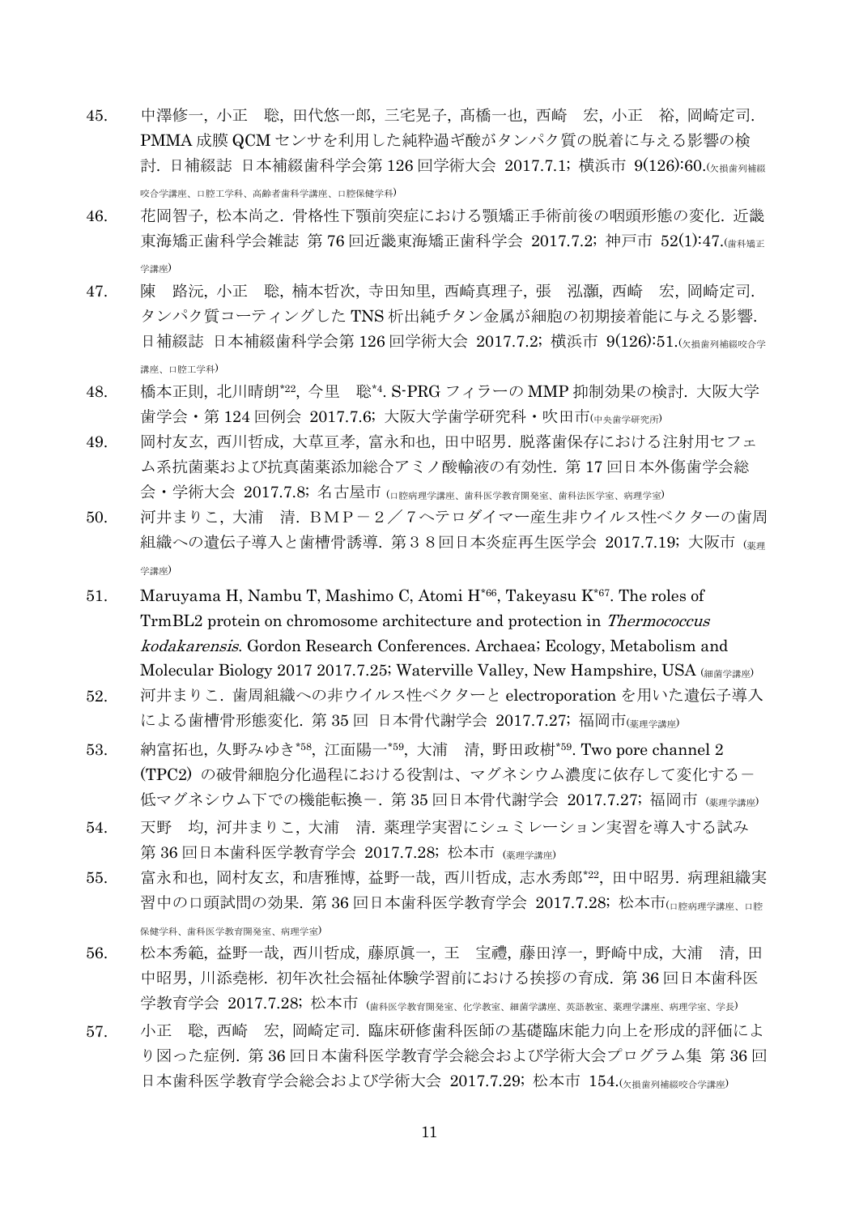45. 中澤修一, 小正　聡, 田代悠一郎, 三宅晃子, 髙橋一也, 西崎　宏, 小正　裕, 岡崎定司. PMMA 成膜 QCM センサを利用した純粋過ギ酸がタンパク質の脱着に与える影響の検討. 日補綴誌 日本補綴歯科学会第 126 回学術大会 2017.7.1; 横浜市 9(126):60.(欠損歯列補綴咬合学講座、口腔工学科、高齢者歯科学講座、口腔保健学科)

46. 花岡智子, 松本尚之. 骨格性下顎前突症における顎矯正手術前後の咽頭形態の変化. 近畿東海矯正歯科学会雑誌 第 76 回近畿東海矯正歯科学会 2017.7.2; 神戸市 52(1):47.(歯科矯正学講座)

47. 陳　路沅, 小正　聡, 楠本哲次, 寺田知里, 西崎真理子, 張　泓灝, 西崎　宏, 岡崎定司. タンパク質コーティングした TNS 析出純チタン金属が細胞の初期接着能に与える影響. 日補綴誌 日本補綴歯科学会第 126 回学術大会 2017.7.2; 横浜市 9(126):51.(欠損歯列補綴咬合学講座、口腔工学科)

48. 橋本正則, 北川晴朗[22], 今里　聡[4]. S-PRG フィラーの MMP 抑制効果の検討. 大阪大学歯学会・第 124 回例会 2017.7.6; 大阪大学歯学研究科・吹田市(中央歯学研究所)

49. 岡村友玄, 西川哲成, 大草亘孝, 富永和也, 田中昭男. 脱落歯保存における注射用セフェム系抗菌薬および抗真菌薬添加総合アミノ酸輸液の有効性. 第 17 回日本外傷歯学会総会・学術大会 2017.7.8; 名古屋市 (口腔病理学講座、歯科医学教育開発室、歯科法医学室、病理学室)

50. 河井まりこ, 大浦　清. ＢＭＰ－２／７ヘテロダイマー産生非ウイルス性ベクターの歯周組織への遺伝子導入と歯槽骨誘導. 第３８回日本炎症再生医学会 2017.7.19; 大阪市 (薬理学講座)

51. Maruyama H, Nambu T, Mashimo C, Atomi H[66], Takeyasu K[67]. The roles of TrmBL2 protein on chromosome architecture and protection in *Thermococcus kodakarensis*. Gordon Research Conferences. Archaea; Ecology, Metabolism and Molecular Biology 2017 2017.7.25; Waterville Valley, New Hampshire, USA (細菌学講座)

52. 河井まりこ. 歯周組織への非ウイルス性ベクターと electroporation を用いた遺伝子導入による歯槽骨形態変化. 第 35 回 日本骨代謝学会 2017.7.27; 福岡市(薬理学講座)

53. 納富拓也, 久野みゆき[58], 江面陽一[59], 大浦　清, 野田政樹[59]. Two pore channel 2 (TPC2) の破骨細胞分化過程における役割は、マグネシウム濃度に依存して変化する－低マグネシウム下での機能転換－. 第 35 回日本骨代謝学会 2017.7.27; 福岡市 (薬理学講座)

54. 天野　均, 河井まりこ, 大浦　清. 薬理学実習にシュミレーション実習を導入する試み 第 36 回日本歯科医学教育学会 2017.7.28; 松本市 (薬理学講座)

55. 富永和也, 岡村友玄, 和唐雅博, 益野一哉, 西川哲成, 志水秀郎[22], 田中昭男. 病理組織実習中の口頭試問の効果. 第 36 回日本歯科医学教育学会 2017.7.28; 松本市(口腔病理学講座、口腔保健学科、歯科医学教育開発室、病理学室)

56. 松本秀範, 益野一哉, 西川哲成, 藤原眞一, 王　宝禮, 藤田淳一, 野崎中成, 大浦　清, 田中昭男, 川添堯彬. 初年次社会福祉体験学習前における挨拶の育成. 第 36 回日本歯科医学教育学会 2017.7.28; 松本市 (歯科医学教育開発室、化学教室、細菌学講座、英語教室、薬理学講座、病理学室、学長)

57. 小正　聡, 西崎　宏, 岡崎定司. 臨床研修歯科医師の基礎臨床能力向上を形成的評価により図った症例. 第 36 回日本歯科医学教育学会総会および学術大会プログラム集 第 36 回日本歯科医学教育学会総会および学術大会 2017.7.29; 松本市 154.(欠損歯列補綴咬合学講座)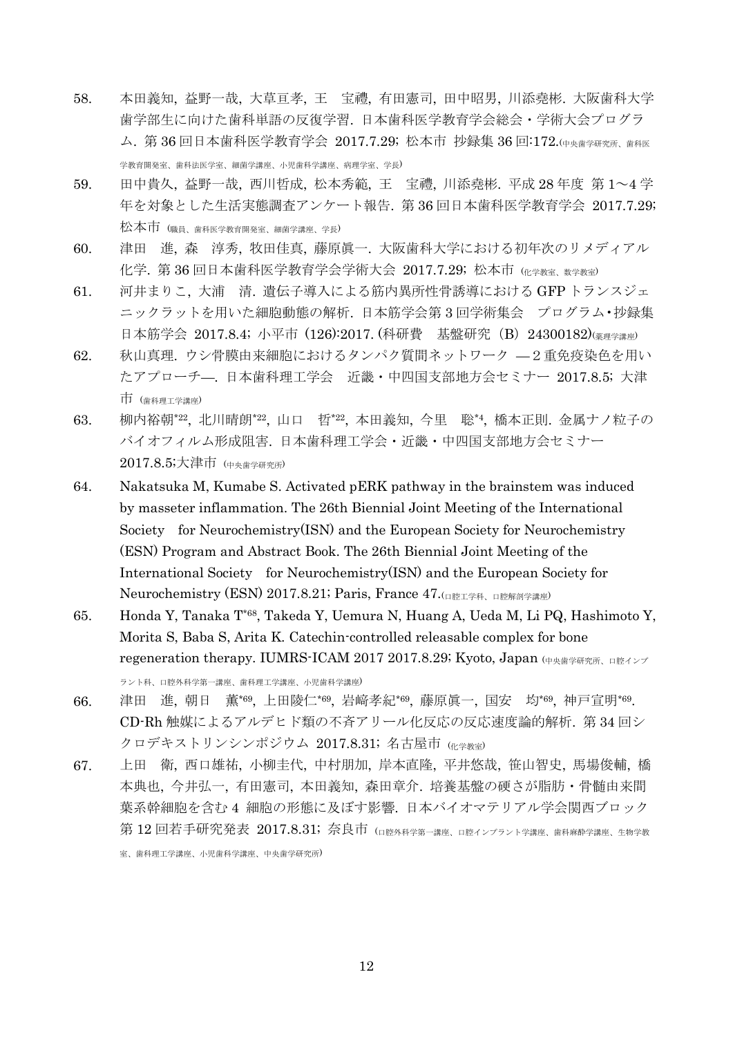58. 本田義知, 益野一哉, 大草亘孝, 王　宝禮, 有田憲司, 田中昭男, 川添堯彬. 大阪歯科大学歯学部生に向けた歯科単語の反復学習. 日本歯科医学教育学会総会・学術大会プログラム. 第 36 回日本歯科医学教育学会 2017.7.29; 松本市 抄録集 36 回:172.(中央歯学研究所、歯科医学教育開発室、歯科法医学室、細菌学講座、小児歯科学講座、病理学室、学長)

59. 田中貴久, 益野一哉, 西川哲成, 松本秀範, 王　宝禮, 川添堯彬. 平成 28 年度 第 1～4 学年を対象とした生活実態調査アンケート報告. 第 36 回日本歯科医学教育学会 2017.7.29; 松本市 (職員、歯科医学教育開発室、細菌学講座、学長)

60. 津田　進, 森　淳秀, 牧田佳真, 藤原眞一. 大阪歯科大学における初年次のリメディアル化学. 第 36 回日本歯科医学教育学会学術大会 2017.7.29; 松本市 (化学教室、数学教室)

61. 河井まりこ, 大浦　清. 遺伝子導入による筋内異所性骨誘導における GFP トランスジェニックラットを用いた細胞動態の解析. 日本筋学会第 3 回学術集会　プログラム・抄録集 日本筋学会 2017.8.4; 小平市 (126):2017. (科研費　基盤研究（B）24300182)(薬理学講座)

62. 秋山真理. ウシ骨膜由来細胞におけるタンパク質間ネットワーク ―2 重免疫染色を用いたアプローチ―. 日本歯科理工学会　近畿・中四国支部地方会セミナー 2017.8.5; 大津市 (歯科理工学講座)

63. 柳内裕朝[*22], 北川晴朗[*22], 山口　哲[*22], 本田義知, 今里　聡[*4], 橋本正則. 金属ナノ粒子のバイオフィルム形成阻害. 日本歯科理工学会・近畿・中四国支部地方会セミナー 2017.8.5;大津市 (中央歯学研究所)

64. Nakatsuka M, Kumabe S. Activated pERK pathway in the brainstem was induced by masseter inflammation. The 26th Biennial Joint Meeting of the International Society　for Neurochemistry(ISN) and the European Society for Neurochemistry (ESN) Program and Abstract Book. The 26th Biennial Joint Meeting of the International Society　for Neurochemistry(ISN) and the European Society for Neurochemistry (ESN) 2017.8.21; Paris, France 47.(口腔工学科、口腔解剖学講座)

65. Honda Y, Tanaka T[*68], Takeda Y, Uemura N, Huang A, Ueda M, Li PQ, Hashimoto Y, Morita S, Baba S, Arita K. Catechin-controlled releasable complex for bone regeneration therapy. IUMRS-ICAM 2017 2017.8.29; Kyoto, Japan (中央歯学研究所、口腔インプラント科、口腔外科学第一講座、歯科理工学講座、小児歯科学講座)

66. 津田　進, 朝日　薫[*69], 上田陵仁[*69], 岩﨑孝紀[*69], 藤原眞一, 国安　均[*69], 神戸宣明[*69]. CD-Rh 触媒によるアルデヒド類の不斉アリール化反応の反応速度論的解析. 第 34 回シクロデキストリンシンポジウム 2017.8.31; 名古屋市 (化学教室)

67. 上田　衛, 西口雄祐, 小柳圭代, 中村朋加, 岸本直隆, 平井悠哉, 笹山智史, 馬場俊輔, 橋本典也, 今井弘一, 有田憲司, 本田義知, 森田章介. 培養基盤の硬さが脂肪・骨髄由来間葉系幹細胞を含む 4 細胞の形態に及ぼす影響. 日本バイオマテリアル学会関西ブロック第 12 回若手研究発表 2017.8.31; 奈良市 (口腔外科学第一講座、口腔インプラント学講座、歯科麻酔学講座、生物学教室、歯科理工学講座、小児歯科学講座、中央歯学研究所)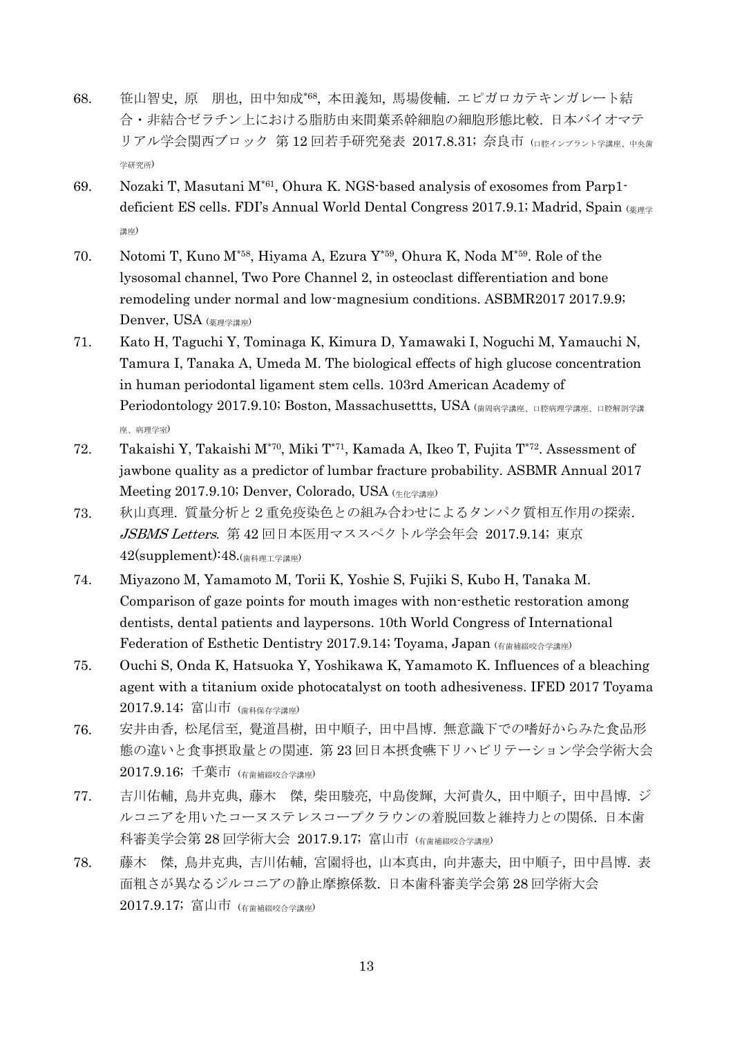68. 笹山智史, 原　朋也, 田中知成[*68], 本田義知, 馬場俊輔. エピガロカテキンガレート結合・非結合ゼラチン上における脂肪由来間葉系幹細胞の細胞形態比較. 日本バイオマテリアル学会関西ブロック 第 12 回若手研究発表 2017.8.31; 奈良市 (口腔インプラント学講座、中央歯学研究所)

69. Nozaki T, Masutani M[*61], Ohura K. NGS-based analysis of exosomes from Parp1-deficient ES cells. FDI's Annual World Dental Congress 2017.9.1; Madrid, Spain (薬理学講座)

70. Notomi T, Kuno M[*58], Hiyama A, Ezura Y[*59], Ohura K, Noda M[*59]. Role of the lysosomal channel, Two Pore Channel 2, in osteoclast differentiation and bone remodeling under normal and low-magnesium conditions. ASBMR2017 2017.9.9; Denver, USA (薬理学講座)

71. Kato H, Taguchi Y, Tominaga K, Kimura D, Yamawaki I, Noguchi M, Yamauchi N, Tamura I, Tanaka A, Umeda M. The biological effects of high glucose concentration in human periodontal ligament stem cells. 103rd American Academy of Periodontology 2017.9.10; Boston, Massachusettts, USA (歯周病学講座、口腔病理学講座、口腔解剖学講座、病理学室)

72. Takaishi Y, Takaishi M[*70], Miki T[*71], Kamada A, Ikeo T, Fujita T[*72]. Assessment of jawbone quality as a predictor of lumbar fracture probability. ASBMR Annual 2017 Meeting 2017.9.10; Denver, Colorado, USA (生化学講座)

73. 秋山真理. 質量分析と 2 重免疫染色との組み合わせによるタンパク質相互作用の探索. *JSBMS Letters*. 第 42 回日本医用マススペクトル学会年会 2017.9.14; 東京 42(supplement):48.(歯科理工学講座)

74. Miyazono M, Yamamoto M, Torii K, Yoshie S, Fujiki S, Kubo H, Tanaka M. Comparison of gaze points for mouth images with non-esthetic restoration among dentists, dental patients and laypersons. 10th World Congress of International Federation of Esthetic Dentistry 2017.9.14; Toyama, Japan (有歯補綴咬合学講座)

75. Ouchi S, Onda K, Hatsuoka Y, Yoshikawa K, Yamamoto K. Influences of a bleaching agent with a titanium oxide photocatalyst on tooth adhesiveness. IFED 2017 Toyama 2017.9.14; 富山市 (歯科保存学講座)

76. 安井由香, 松尾信至, 覺道昌樹, 田中順子, 田中昌博. 無意識下での嗜好からみた食品形態の違いと食事摂取量との関連. 第 23 回日本摂食嚥下リハビリテーション学会学術大会 2017.9.16; 千葉市 (有歯補綴咬合学講座)

77. 吉川佑輔, 鳥井克典, 藤木　傑, 柴田駿亮, 中島俊輝, 大河貴久, 田中順子, 田中昌博. ジルコニアを用いたコーヌステレスコープクラウンの着脱回数と維持力との関係. 日本歯科審美学会第 28 回学術大会 2017.9.17; 富山市 (有歯補綴咬合学講座)

78. 藤木　傑, 鳥井克典, 吉川佑輔, 宮園将也, 山本真由, 向井憲夫, 田中順子, 田中昌博. 表面粗さが異なるジルコニアの静止摩擦係数. 日本歯科審美学会第 28 回学術大会 2017.9.17; 富山市 (有歯補綴咬合学講座)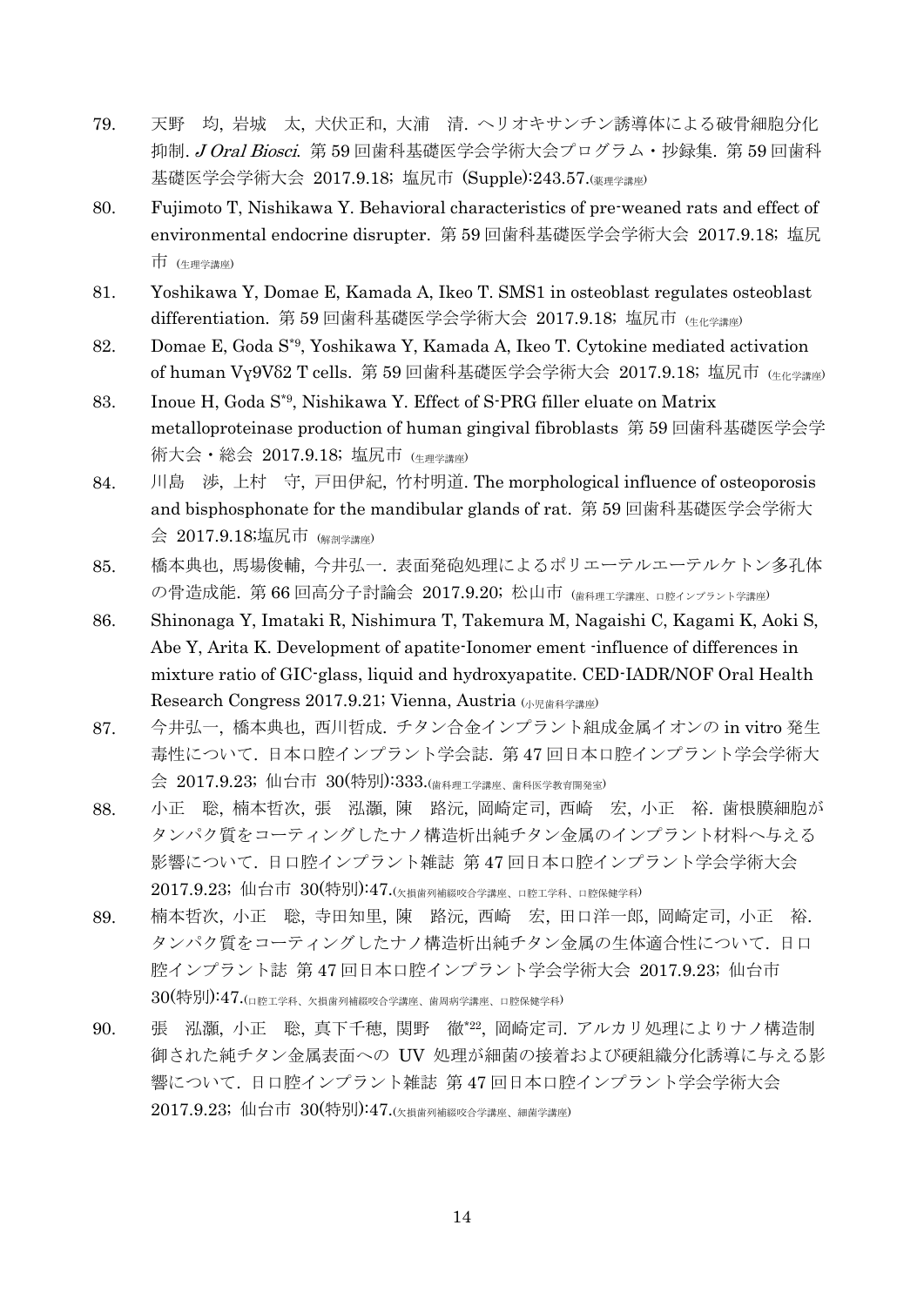79. 天野　均, 岩城　太, 犬伏正和, 大浦　清. ヘリオキサンチン誘導体による破骨細胞分化抑制. *J Oral Biosci*. 第 59 回歯科基礎医学会学術大会プログラム・抄録集. 第 59 回歯科基礎医学会学術大会 2017.9.18; 塩尻市 (Supple):243.57.(薬理学講座)

80. Fujimoto T, Nishikawa Y. Behavioral characteristics of pre-weaned rats and effect of environmental endocrine disrupter. 第 59 回歯科基礎医学会学術大会 2017.9.18; 塩尻市 (生理学講座)

81. Yoshikawa Y, Domae E, Kamada A, Ikeo T. SMS1 in osteoblast regulates osteoblast differentiation. 第 59 回歯科基礎医学会学術大会 2017.9.18; 塩尻市 (生化学講座)

82. Domae E, Goda S[*9], Yoshikawa Y, Kamada A, Ikeo T. Cytokine mediated activation of human Vγ9Vδ2 T cells. 第 59 回歯科基礎医学会学術大会 2017.9.18; 塩尻市 (生化学講座)

83. Inoue H, Goda S[*9], Nishikawa Y. Effect of S-PRG filler eluate on Matrix metalloproteinase production of human gingival fibroblasts 第 59 回歯科基礎医学会学術大会・総会 2017.9.18; 塩尻市 (生理学講座)

84. 川島　渉, 上村　守, 戸田伊紀, 竹村明道. The morphological influence of osteoporosis and bisphosphonate for the mandibular glands of rat. 第 59 回歯科基礎医学会学術大会 2017.9.18;塩尻市 (解剖学講座)

85. 橋本典也, 馬場俊輔, 今井弘一. 表面発砲処理によるポリエーテルエーテルケトン多孔体の骨造成能. 第 66 回高分子討論会 2017.9.20; 松山市 (歯科理工学講座、口腔インプラント学講座)

86. Shinonaga Y, Imataki R, Nishimura T, Takemura M, Nagaishi C, Kagami K, Aoki S, Abe Y, Arita K. Development of apatite-Ionomer ement -influence of differences in mixture ratio of GIC-glass, liquid and hydroxyapatite. CED-IADR/NOF Oral Health Research Congress 2017.9.21; Vienna, Austria (小児歯科学講座)

87. 今井弘一, 橋本典也, 西川哲成. チタン合金インプラント組成金属イオンの in vitro 発生毒性について. 日本口腔インプラント学会誌. 第 47 回日本口腔インプラント学会学術大会 2017.9.23; 仙台市 30(特別):333.(歯科理工学講座、歯科医学教育開発室)

88. 小正　聡, 楠本哲次, 張　泓灝, 陳　路沅, 岡崎定司, 西崎　宏, 小正　裕. 歯根膜細胞がタンパク質をコーティングしたナノ構造析出純チタン金属のインプラント材料へ与える影響について. 日口腔インプラント雑誌 第 47 回日本口腔インプラント学会学術大会 2017.9.23; 仙台市 30(特別):47.(欠損歯列補綴咬合学講座、口腔工学科、口腔保健学科)

89. 楠本哲次, 小正　聡, 寺田知里, 陳　路沅, 西崎　宏, 田口洋一郎, 岡崎定司, 小正　裕. タンパク質をコーティングしたナノ構造析出純チタン金属の生体適合性について. 日口腔インプラント誌 第 47 回日本口腔インプラント学会学術大会 2017.9.23; 仙台市 30(特別):47.(口腔工学科、欠損歯列補綴咬合学講座、歯周病学講座、口腔保健学科)

90. 張　泓灝, 小正　聡, 真下千穂, 関野　徹[*22], 岡崎定司. アルカリ処理によりナノ構造制御された純チタン金属表面への UV 処理が細菌の接着および硬組織分化誘導に与える影響について. 日口腔インプラント雑誌 第 47 回日本口腔インプラント学会学術大会 2017.9.23; 仙台市 30(特別):47.(欠損歯列補綴咬合学講座、細菌学講座)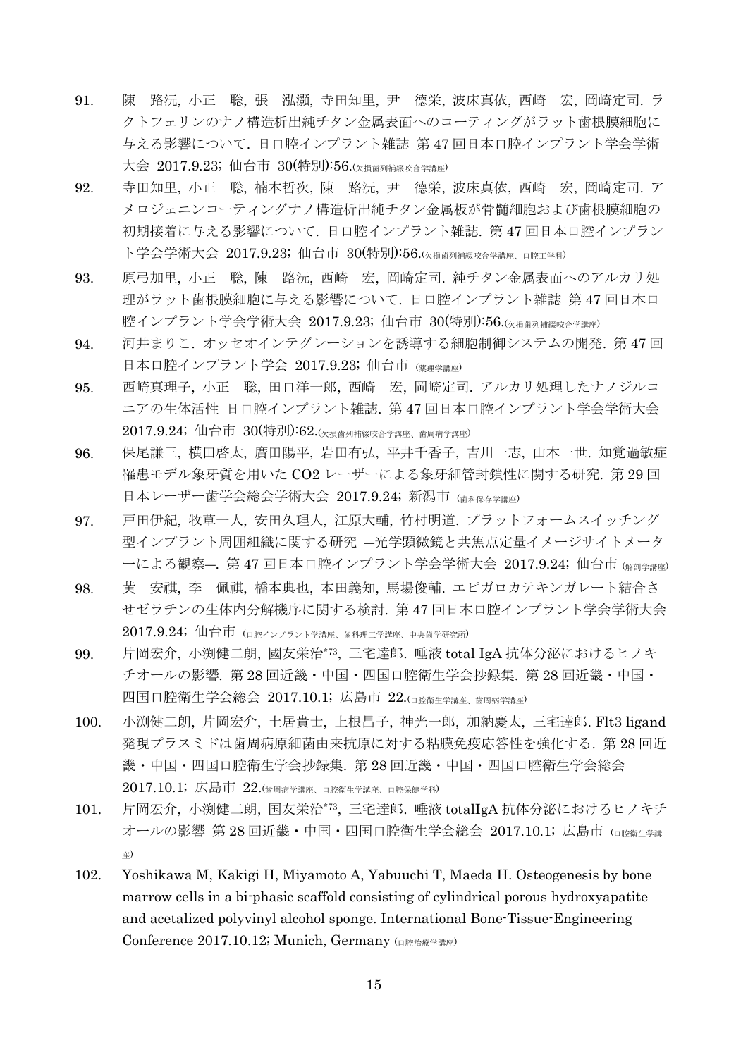91. 陳 路沅, 小正 聡, 張 泓灝, 寺田知里, 尹 德栄, 波床真依, 西崎 宏, 岡崎定司. ラクトフェリンのナノ構造析出純チタン金属表面へのコーティングがラット歯根膜細胞に与える影響について. 日口腔インプラント雑誌 第 47 回日本口腔インプラント学会学術大会 2017.9.23; 仙台市 30(特別):56.(欠損歯列補綴咬合学講座)

92. 寺田知里, 小正 聡, 楠本哲次, 陳 路沅, 尹 德栄, 波床真依, 西崎 宏, 岡崎定司. アメロジェニンコーティングナノ構造析出純チタン金属板が骨髄細胞および歯根膜細胞の初期接着に与える影響について. 日口腔インプラント雑誌. 第 47 回日本口腔インプラント学会学術大会 2017.9.23; 仙台市 30(特別):56.(欠損歯列補綴咬合学講座、口腔工学科)

93. 原弓加里, 小正 聡, 陳 路沅, 西崎 宏, 岡崎定司. 純チタン金属表面へのアルカリ処理がラット歯根膜細胞に与える影響について. 日口腔インプラント雑誌 第 47 回日本口腔インプラント学会学術大会 2017.9.23; 仙台市 30(特別):56.(欠損歯列補綴咬合学講座)

94. 河井まりこ. オッセオインテグレーションを誘導する細胞制御システムの開発. 第 47 回日本口腔インプラント学会 2017.9.23; 仙台市 (薬理学講座)

95. 西崎真理子, 小正 聡, 田口洋一郎, 西崎 宏, 岡崎定司. アルカリ処理したナノジルコニアの生体活性 日口腔インプラント雑誌. 第 47 回日本口腔インプラント学会学術大会 2017.9.24; 仙台市 30(特別):62.(欠損歯列補綴咬合学講座、歯周病学講座)

96. 保尾謙三, 横田啓太, 廣田陽平, 岩田有弘, 平井千香子, 吉川一志, 山本一世. 知覚過敏症罹患モデル象牙質を用いた CO2 レーザーによる象牙細管封鎖性に関する研究. 第 29 回日本レーザー歯学会総会学術大会 2017.9.24; 新潟市 (歯科保存学講座)

97. 戸田伊紀, 牧草一人, 安田久理人, 江原大輔, 竹村明道. プラットフォームスイッチング型インプラント周囲組織に関する研究 ―光学顕微鏡と共焦点定量イメージサイトメーターによる観察―. 第 47 回日本口腔インプラント学会学術大会 2017.9.24; 仙台市 (解剖学講座)

98. 黄 安祺, 李 佩祺, 橋本典也, 本田義知, 馬場俊輔. エピガロカテキンガレート結合させゼラチンの生体内分解機序に関する検討. 第 47 回日本口腔インプラント学会学術大会 2017.9.24; 仙台市 (口腔インプラント学講座、歯科理工学講座、中央歯学研究所)

99. 片岡宏介, 小渕健二朗, 國友栄治*73, 三宅達郎. 唾液 total IgA 抗体分泌におけるヒノキチオールの影響. 第 28 回近畿・中国・四国口腔衛生学会抄録集. 第 28 回近畿・中国・四国口腔衛生学会総会 2017.10.1; 広島市 22.(口腔衛生学講座、歯周病学講座)

100. 小渕健二朗, 片岡宏介, 土居貴士, 上根昌子, 神光一郎, 加納慶太, 三宅達郎. Flt3 ligand 発現プラスミドは歯周病原細菌由来抗原に対する粘膜免疫応答性を強化する. 第 28 回近畿・中国・四国口腔衛生学会抄録集. 第 28 回近畿・中国・四国口腔衛生学会総会 2017.10.1; 広島市 22.(歯周病学講座、口腔衛生学講座、口腔保健学科)

101. 片岡宏介, 小渕健二朗, 国友栄治*73, 三宅達郎. 唾液 totalIgA 抗体分泌におけるヒノキチオールの影響 第 28 回近畿・中国・四国口腔衛生学会総会 2017.10.1; 広島市 (口腔衛生学講座)

102. Yoshikawa M, Kakigi H, Miyamoto A, Yabuuchi T, Maeda H. Osteogenesis by bone marrow cells in a bi-phasic scaffold consisting of cylindrical porous hydroxyapatite and acetalized polyvinyl alcohol sponge. International Bone-Tissue-Engineering Conference 2017.10.12; Munich, Germany (口腔治療学講座)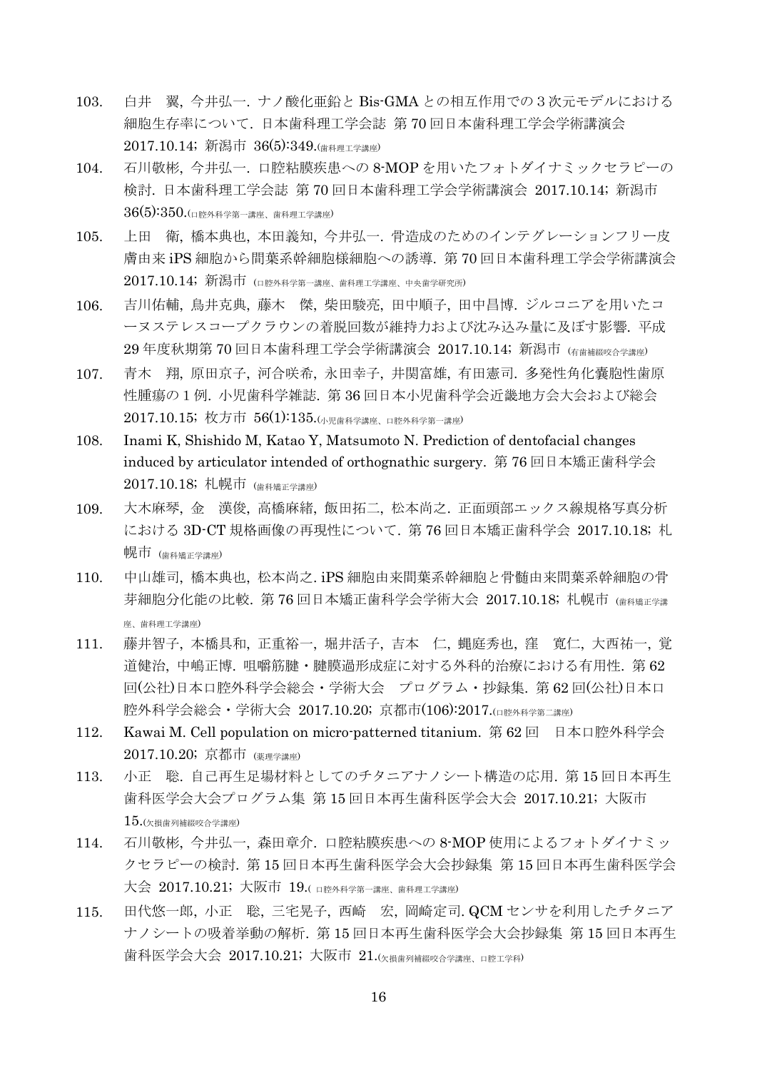103. 白井 翼, 今井弘一. ナノ酸化亜鉛と Bis-GMA との相互作用での３次元モデルにおける細胞生存率について. 日本歯科理工学会誌 第 70 回日本歯科理工学会学術講演会 2017.10.14; 新潟市 36(5):349.(歯科理工学講座)

104. 石川敬彬, 今井弘一. 口腔粘膜疾患への 8-MOP を用いたフォトダイナミックセラピーの検討. 日本歯科理工学会誌 第 70 回日本歯科理工学会学術講演会 2017.10.14; 新潟市 36(5):350.(口腔外科学第一講座、歯科理工学講座)

105. 上田 衛, 橋本典也, 本田義知, 今井弘一. 骨造成のためのインテグレーションフリー皮膚由来 iPS 細胞から間葉系幹細胞様細胞への誘導. 第 70 回日本歯科理工学会学術講演会 2017.10.14; 新潟市 (口腔外科学第一講座、歯科理工学講座、中央歯学研究所)

106. 吉川佑輔, 鳥井克典, 藤木 傑, 柴田駿亮, 田中順子, 田中昌博. ジルコニアを用いたコーヌステレスコープクラウンの着脱回数が維持力および沈み込み量に及ぼす影響. 平成 29 年度秋期第 70 回日本歯科理工学会学術講演会 2017.10.14; 新潟市 (有歯補綴咬合学講座)

107. 青木 翔, 原田京子, 河合咲希, 永田幸子, 井関富雄, 有田憲司. 多発性角化嚢胞性歯原性腫瘍の１例. 小児歯科学雑誌. 第 36 回日本小児歯科学会近畿地方会大会および総会 2017.10.15; 枚方市 56(1):135.(小児歯科学講座、口腔外科学第一講座)

108. Inami K, Shishido M, Katao Y, Matsumoto N. Prediction of dentofacial changes induced by articulator intended of orthognathic surgery. 第 76 回日本矯正歯科学会 2017.10.18; 札幌市 (歯科矯正学講座)

109. 大木麻琴, 金 漢俊, 高橋麻緒, 飯田拓二, 松本尚之. 正面頭部エックス線規格写真分析における 3D-CT 規格画像の再現性について. 第 76 回日本矯正歯科学会 2017.10.18; 札幌市 (歯科矯正学講座)

110. 中山雄司, 橋本典也, 松本尚之. iPS 細胞由来間葉系幹細胞と骨髄由来間葉系幹細胞の骨芽細胞分化能の比較. 第 76 回日本矯正歯科学会学術大会 2017.10.18; 札幌市 (歯科矯正学講座、歯科理工学講座)

111. 藤井智子, 本橋具和, 正重裕一, 堀井活子, 吉本 仁, 蝿庭秀也, 窪 寛仁, 大西祐一, 覚道健治, 中嶋正博. 咀嚼筋腱・腱膜過形成症に対する外科的治療における有用性. 第 62 回(公社)日本口腔外科学会総会・学術大会 プログラム・抄録集. 第 62 回(公社)日本口腔外科学会総会・学術大会 2017.10.20; 京都市(106):2017.(口腔外科学第二講座)

112. Kawai M. Cell population on micro-patterned titanium. 第 62 回 日本口腔外科学会 2017.10.20; 京都市 (薬理学講座)

113. 小正 聡. 自己再生足場材料としてのチタニアナノシート構造の応用. 第 15 回日本再生歯科医学会大会プログラム集 第 15 回日本再生歯科医学会大会 2017.10.21; 大阪市 15.(欠損歯列補綴咬合学講座)

114. 石川敬彬, 今井弘一, 森田章介. 口腔粘膜疾患への 8-MOP 使用によるフォトダイナミックセラピーの検討. 第 15 回日本再生歯科医学会大会抄録集 第 15 回日本再生歯科医学会大会 2017.10.21; 大阪市 19.( 口腔外科学第一講座、歯科理工学講座)

115. 田代悠一郎, 小正 聡, 三宅晃子, 西崎 宏, 岡崎定司. QCM センサを利用したチタニアナノシートの吸着挙動の解析. 第 15 回日本再生歯科医学会大会抄録集 第 15 回日本再生歯科医学会大会 2017.10.21; 大阪市 21.(欠損歯列補綴咬合学講座、口腔工学科)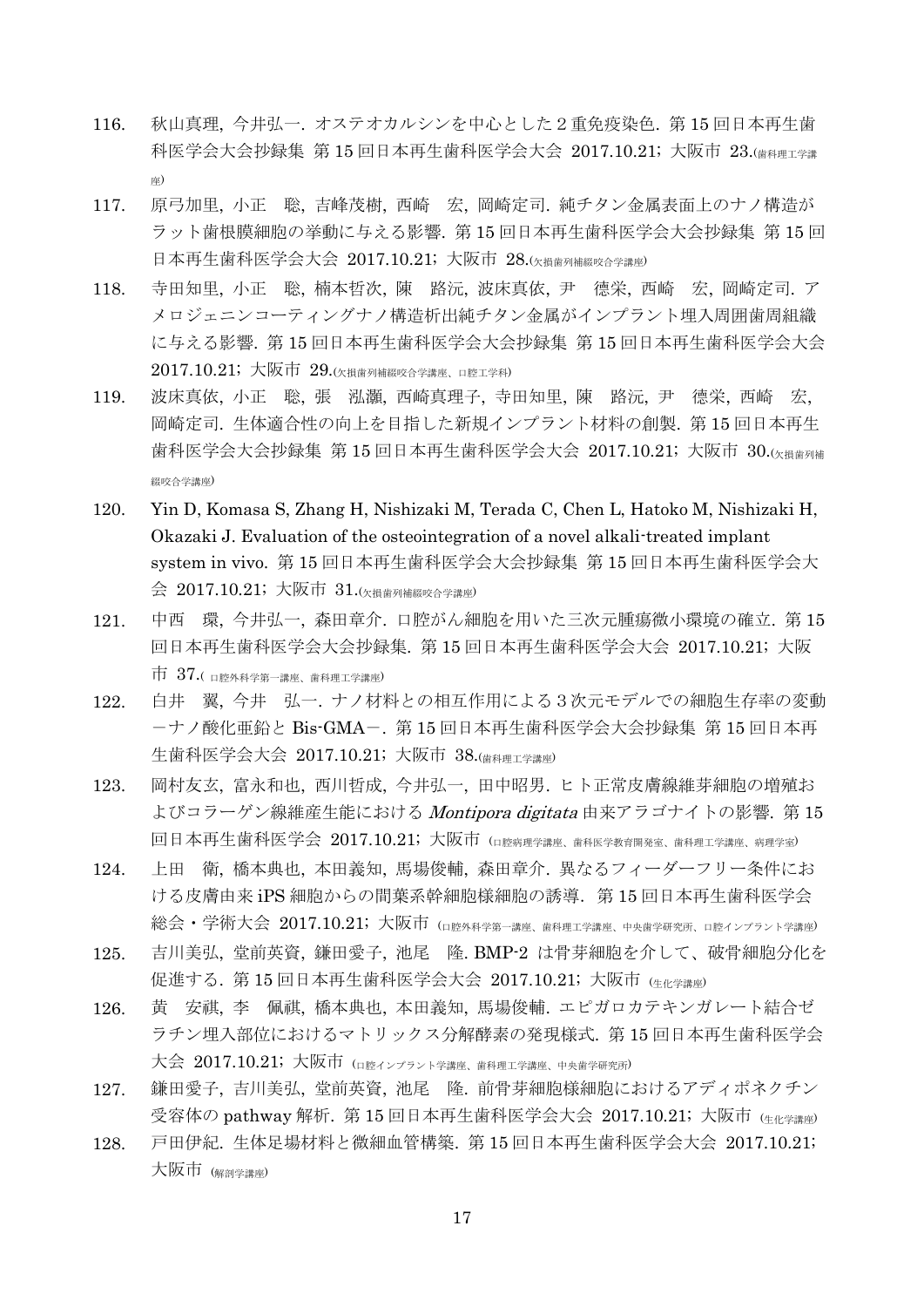116. 秋山真理, 今井弘一. オステオカルシンを中心とした 2 重免疫染色. 第 15 回日本再生歯科医学会大会抄録集 第 15 回日本再生歯科医学会大会 2017.10.21; 大阪市 23.(歯科理工学講座)

117. 原弓加里, 小正　聡, 吉峰茂樹, 西崎　宏, 岡崎定司. 純チタン金属表面上のナノ構造がラット歯根膜細胞の挙動に与える影響. 第 15 回日本再生歯科医学会大会抄録集 第 15 回日本再生歯科医学会大会 2017.10.21; 大阪市 28.(欠損歯列補綴咬合学講座)

118. 寺田知里, 小正　聡, 楠本哲次, 陳　路沅, 波床真依, 尹　徳栄, 西崎　宏, 岡崎定司. アメロジェニンコーティングナノ構造析出純チタン金属がインプラント埋入周囲歯周組織に与える影響. 第 15 回日本再生歯科医学会大会抄録集 第 15 回日本再生歯科医学会大会 2017.10.21; 大阪市 29.(欠損歯列補綴咬合学講座、口腔工学科)

119. 波床真依, 小正　聡, 張　泓灝, 西崎真理子, 寺田知里, 陳　路沅, 尹　徳栄, 西崎　宏, 岡崎定司. 生体適合性の向上を目指した新規インプラント材料の創製. 第 15 回日本再生歯科医学会大会抄録集 第 15 回日本再生歯科医学会大会 2017.10.21; 大阪市 30.(欠損歯列補綴咬合学講座)

120. Yin D, Komasa S, Zhang H, Nishizaki M, Terada C, Chen L, Hatoko M, Nishizaki H, Okazaki J. Evaluation of the osteointegration of a novel alkali-treated implant system in vivo. 第 15 回日本再生歯科医学会大会抄録集 第 15 回日本再生歯科医学会大会 2017.10.21; 大阪市 31.(欠損歯列補綴咬合学講座)

121. 中西　環, 今井弘一, 森田章介. 口腔がん細胞を用いた三次元腫瘍微小環境の確立. 第 15 回日本再生歯科医学会大会抄録集. 第 15 回日本再生歯科医学会大会 2017.10.21; 大阪市 37.( 口腔外科学第一講座、歯科理工学講座)

122. 白井　翼, 今井　弘一. ナノ材料との相互作用による 3 次元モデルでの細胞生存率の変動 －ナノ酸化亜鉛と Bis-GMA－. 第 15 回日本再生歯科医学会大会抄録集 第 15 回日本再生歯科医学会大会 2017.10.21; 大阪市 38.(歯科理工学講座)

123. 岡村友玄, 富永和也, 西川哲成, 今井弘一, 田中昭男. ヒト正常皮膚線維芽細胞の増殖およびコラーゲン線維産生能における *Montipora digitata* 由来アラゴナイトの影響. 第 15 回日本再生歯科医学会 2017.10.21; 大阪市 (口腔病理学講座、歯科医学教育開発室、歯科理工学講座、病理学室)

124. 上田　衛, 橋本典也, 本田義知, 馬場俊輔, 森田章介. 異なるフィーダーフリー条件における皮膚由来 iPS 細胞からの間葉系幹細胞様細胞の誘導. 第 15 回日本再生歯科医学会総会・学術大会 2017.10.21; 大阪市 (口腔外科学第一講座、歯科理工学講座、中央歯学研究所、口腔インプラント学講座)

125. 吉川美弘, 堂前英資, 鎌田愛子, 池尾　隆. BMP-2 は骨芽細胞を介して、破骨細胞分化を促進する. 第 15 回日本再生歯科医学会大会 2017.10.21; 大阪市 (生化学講座)

126. 黄　安祺, 李　佩祺, 橋本典也, 本田義知, 馬場俊輔. エピガロカテキンガレート結合ゼラチン埋入部位におけるマトリックス分解酵素の発現様式. 第 15 回日本再生歯科医学会大会 2017.10.21; 大阪市 (口腔インプラント学講座、歯科理工学講座、中央歯学研究所)

127. 鎌田愛子, 吉川美弘, 堂前英資, 池尾　隆. 前骨芽細胞様細胞におけるアディポネクチン受容体の pathway 解析. 第 15 回日本再生歯科医学会大会 2017.10.21; 大阪市 (生化学講座)

128. 戸田伊紀. 生体足場材料と微細血管構築. 第 15 回日本再生歯科医学会大会 2017.10.21; 大阪市 (解剖学講座)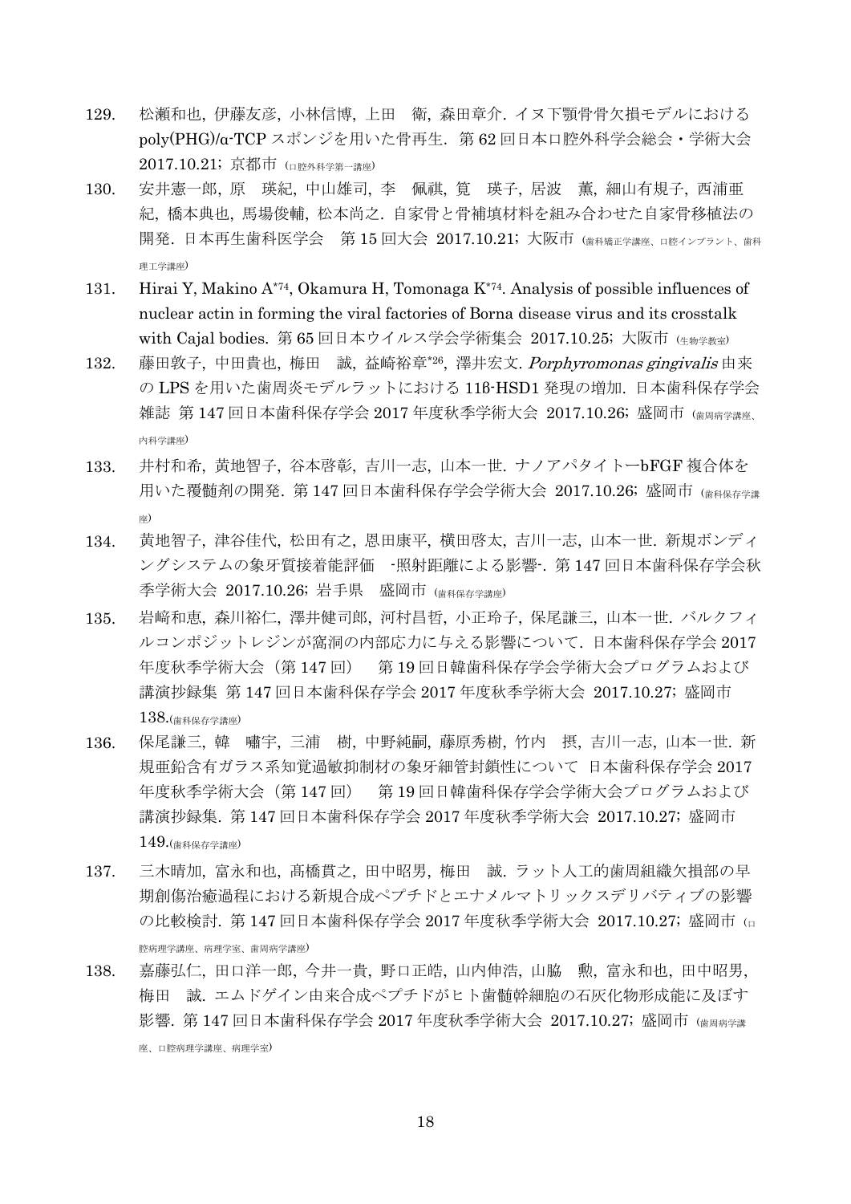129. 松瀬和也, 伊藤友彦, 小林信博, 上田　衛, 森田章介. イヌ下顎骨骨欠損モデルにおける poly(PHG)/α-TCP スポンジを用いた骨再生. 第 62 回日本口腔外科学会総会・学術大会 2017.10.21; 京都市 (口腔外科学第一講座)

130. 安井憲一郎, 原　瑛紀, 中山雄司, 李　佩祺, 筧　瑛子, 居波　薫, 細山有規子, 西浦亜紀, 橋本典也, 馬場俊輔, 松本尚之. 自家骨と骨補填材料を組み合わせた自家骨移植法の開発. 日本再生歯科医学会　第 15 回大会 2017.10.21; 大阪市 (歯科矯正学講座、口腔インプラント、歯科理工学講座)

131. Hirai Y, Makino A*74, Okamura H, Tomonaga K*74. Analysis of possible influences of nuclear actin in forming the viral factories of Borna disease virus and its crosstalk with Cajal bodies. 第 65 回日本ウイルス学会学術集会 2017.10.25; 大阪市 (生物学教室)

132. 藤田敦子, 中田貴也, 梅田　誠, 益崎裕章*26, 澤井宏文. *Porphyromonas gingivalis* 由来の LPS を用いた歯周炎モデルラットにおける 11β-HSD1 発現の増加. 日本歯科保存学会雑誌 第 147 回日本歯科保存学会 2017 年度秋季学術大会 2017.10.26; 盛岡市 (歯周病学講座、内科学講座)

133. 井村和希, 黄地智子, 谷本啓彰, 吉川一志, 山本一世. ナノアパタイトーbFGF 複合体を用いた覆髄剤の開発. 第 147 回日本歯科保存学会学術大会 2017.10.26; 盛岡市 (歯科保存学講座)

134. 黄地智子, 津谷佳代, 松田有之, 恩田康平, 横田啓太, 吉川一志, 山本一世. 新規ボンディングシステムの象牙質接着能評価　-照射距離による影響-. 第 147 回日本歯科保存学会秋季学術大会 2017.10.26; 岩手県　盛岡市 (歯科保存学講座)

135. 岩﨑和恵, 森川裕仁, 澤井健司郎, 河村昌哲, 小正玲子, 保尾謙三, 山本一世. バルクフィルコンポジットレジンが窩洞の内部応力に与える影響について. 日本歯科保存学会 2017 年度秋季学術大会（第 147 回）　第 19 回日韓歯科保存学会学術大会プログラムおよび講演抄録集 第 147 回日本歯科保存学会 2017 年度秋季学術大会 2017.10.27; 盛岡市 138.(歯科保存学講座)

136. 保尾謙三, 韓　嘯宇, 三浦　樹, 中野純嗣, 藤原秀樹, 竹内　摂, 吉川一志, 山本一世. 新規亜鉛含有ガラス系知覚過敏抑制材の象牙細管封鎖性について 日本歯科保存学会 2017 年度秋季学術大会（第 147 回）　第 19 回日韓歯科保存学会学術大会プログラムおよび講演抄録集. 第 147 回日本歯科保存学会 2017 年度秋季学術大会 2017.10.27; 盛岡市 149.(歯科保存学講座)

137. 三木晴加, 富永和也, 髙橋貫之, 田中昭男, 梅田　誠. ラット人工的歯周組織欠損部の早期創傷治癒過程における新規合成ペプチドとエナメルマトリックスデリバティブの影響の比較検討. 第 147 回日本歯科保存学会 2017 年度秋季学術大会 2017.10.27; 盛岡市 (口腔病理学講座、病理学室、歯周病学講座)

138. 嘉藤弘仁, 田口洋一郎, 今井一貴, 野口正皓, 山内伸浩, 山脇　勲, 富永和也, 田中昭男, 梅田　誠. エムドゲイン由来合成ペプチドがヒト歯髄幹細胞の石灰化物形成能に及ぼす影響. 第 147 回日本歯科保存学会 2017 年度秋季学術大会 2017.10.27; 盛岡市 (歯周病学講座、口腔病理学講座、病理学室)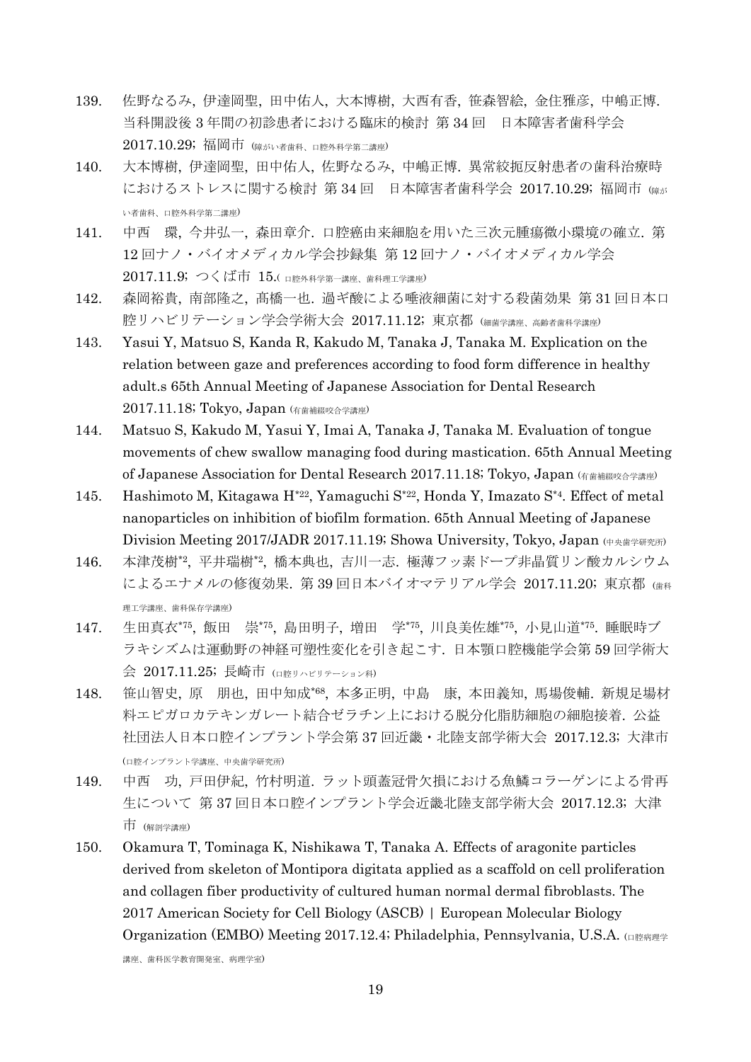139. 佐野なるみ, 伊達岡聖, 田中佑人, 大本博樹, 大西有香, 笹森智絵, 金住雅彦, 中嶋正博. 当科開設後 3 年間の初診患者における臨床的検討 第 34 回　日本障害者歯科学会 2017.10.29; 福岡市 (障がい者歯科、口腔外科学第二講座)

140. 大本博樹, 伊達岡聖, 田中佑人, 佐野なるみ, 中嶋正博. 異常絞扼反射患者の歯科治療時におけるストレスに関する検討 第 34 回　日本障害者歯科学会 2017.10.29; 福岡市 (障がい者歯科、口腔外科学第二講座)

141. 中西　環, 今井弘一, 森田章介. 口腔癌由来細胞を用いた三次元腫瘍微小環境の確立. 第 12 回ナノ・バイオメディカル学会抄録集 第 12 回ナノ・バイオメディカル学会 2017.11.9; つくば市 15.(口腔外科学第一講座、歯科理工学講座)

142. 森岡裕貴, 南部隆之, 髙橋一也. 過ギ酸による唾液細菌に対する殺菌効果 第 31 回日本口腔リハビリテーション学会学術大会 2017.11.12; 東京都 (細菌学講座、高齢者歯科学講座)

143. Yasui Y, Matsuo S, Kanda R, Kakudo M, Tanaka J, Tanaka M. Explication on the relation between gaze and preferences according to food form difference in healthy adult.s 65th Annual Meeting of Japanese Association for Dental Research 2017.11.18; Tokyo, Japan (有歯補綴咬合学講座)

144. Matsuo S, Kakudo M, Yasui Y, Imai A, Tanaka J, Tanaka M. Evaluation of tongue movements of chew swallow managing food during mastication. 65th Annual Meeting of Japanese Association for Dental Research 2017.11.18; Tokyo, Japan (有歯補綴咬合学講座)

145. Hashimoto M, Kitagawa H[*22], Yamaguchi S[*22], Honda Y, Imazato S[*4]. Effect of metal nanoparticles on inhibition of biofilm formation. 65th Annual Meeting of Japanese Division Meeting 2017/JADR 2017.11.19; Showa University, Tokyo, Japan (中央歯学研究所)

146. 本津茂樹[*2], 平井瑞樹[*2], 橋本典也, 吉川一志. 極薄フッ素ドープ非晶質リン酸カルシウムによるエナメルの修復効果. 第 39 回日本バイオマテリアル学会 2017.11.20; 東京都 (歯科理工学講座、歯科保存学講座)

147. 生田真衣[*75], 飯田　崇[*75], 島田明子, 増田　学[*75], 川良美佐雄[*75], 小見山道[*75]. 睡眠時ブラキシズムは運動野の神経可塑性変化を引き起こす. 日本顎口腔機能学会第 59 回学術大会 2017.11.25; 長崎市 (口腔リハビリテーション科)

148. 笹山智史, 原　朋也, 田中知成[*68], 本多正明, 中島　康, 本田義知, 馬場俊輔. 新規足場材料エピガロカテキンガレート結合ゼラチン上における脱分化脂肪細胞の細胞接着. 公益社団法人日本口腔インプラント学会第 37 回近畿・北陸支部学術大会 2017.12.3; 大津市 (口腔インプラント学講座、中央歯学研究所)

149. 中西　功, 戸田伊紀, 竹村明道. ラット頭蓋冠骨欠損における魚鱗コラーゲンによる骨再生について 第 37 回日本口腔インプラント学会近畿北陸支部学術大会 2017.12.3; 大津市 (解剖学講座)

150. Okamura T, Tominaga K, Nishikawa T, Tanaka A. Effects of aragonite particles derived from skeleton of Montipora digitata applied as a scaffold on cell proliferation and collagen fiber productivity of cultured human normal dermal fibroblasts. The 2017 American Society for Cell Biology (ASCB) | European Molecular Biology Organization (EMBO) Meeting 2017.12.4; Philadelphia, Pennsylvania, U.S.A. (口腔病理学講座、歯科医学教育開発室、病理学室)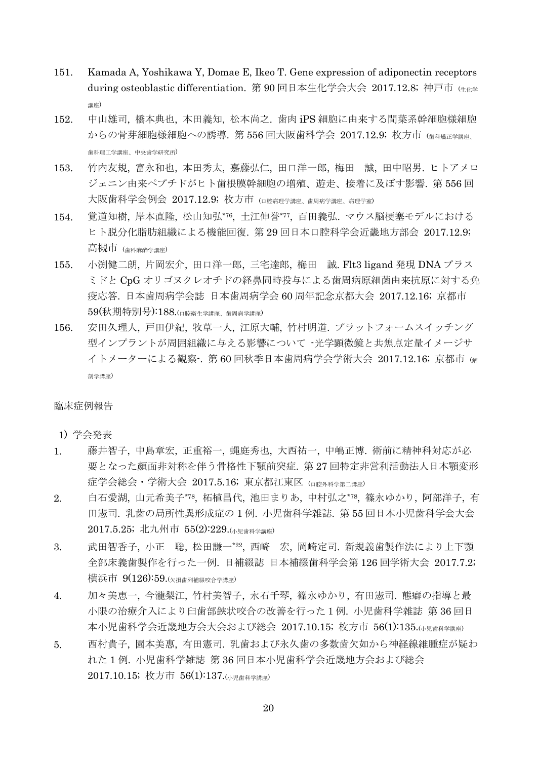151. Kamada A, Yoshikawa Y, Domae E, Ikeo T. Gene expression of adiponectin receptors during osteoblastic differentiation. 第 90 回日本生化学会大会 2017.12.8; 神戸市（生化学講座）

152. 中山雄司, 橋本典也, 本田義知, 松本尚之. 歯肉 iPS 細胞に由来する間葉系幹細胞様細胞からの骨芽細胞様細胞への誘導. 第 556 回大阪歯科学会 2017.12.9; 枚方市（歯科矯正学講座、歯科理工学講座、中央歯学研究所）

153. 竹内友規, 富永和也, 本田秀太, 嘉藤弘仁, 田口洋一郎, 梅田 誠, 田中昭男. ヒトアメロジェニン由来ペプチドがヒト歯根膜幹細胞の増殖、遊走、接着に及ぼす影響. 第 556 回大阪歯科学会例会 2017.12.9; 枚方市（口腔病理学講座、歯周病学講座、病理学室）

154. 覚道知樹, 岸本直隆, 松山知弘*76, 土江伸誉*77, 百田義弘. マウス脳梗塞モデルにおけるヒト脱分化脂肪組織による機能回復. 第 29 回日本口腔科学会近畿地方部会 2017.12.9; 高槻市（歯科麻酔学講座）

155. 小渕健二朗, 片岡宏介, 田口洋一郎, 三宅達郎, 梅田 誠. Flt3 ligand 発現 DNA プラスミドと CpG オリゴヌクレオチドの経鼻同時投与による歯周病原細菌由来抗原に対する免疫応答. 日本歯周病学会誌 日本歯周病学会 60 周年記念京都大会 2017.12.16; 京都市 59(秋期特別号):188.（口腔衛生学講座、歯周病学講座）

156. 安田久理人, 戸田伊紀, 牧草一人, 江原大輔, 竹村明道. プラットフォームスイッチング型インプラントが周囲組織に与える影響について -光学顕微鏡と共焦点定量イメージサイトメーターによる観察-. 第 60 回秋季日本歯周病学会学術大会 2017.12.16; 京都市（解剖学講座）

臨床症例報告

1) 学会発表

1. 藤井智子, 中島章宏, 正重裕一, 蝿庭秀也, 大西祐一, 中嶋正博. 術前に精神科対応が必要となった顔面非対称を伴う骨格性下顎前突症. 第 27 回特定非営利活動法人日本顎変形症学会総会・学術大会 2017.5.16; 東京都江東区（口腔外科学第二講座）

2. 白石愛湖, 山元希美子*78, 栢植昌代, 池田まりあ, 中村弘之*78, 篠永ゆかり, 阿部洋子, 有田憲司. 乳歯の局所性異形成症の 1 例. 小児歯科学雑誌. 第 55 回日本小児歯科学会大会 2017.5.25; 北九州市 55(2):229.（小児歯科学講座）

3. 武田智香子, 小正 聡, 松田謙一*22, 西崎 宏, 岡崎定司. 新規義歯製作法により上下顎全部床義歯製作を行った一例. 日補綴誌 日本補綴歯科学会第 126 回学術大会 2017.7.2; 横浜市 9(126):59.（欠損歯列補綴咬合学講座）

4. 加々美恵一, 今瀧梨江, 竹村美智子, 永石千琴, 篠永ゆかり, 有田憲司. 態癖の指導と最小限の治療介入により臼歯部鋏状咬合の改善を行った 1 例. 小児歯科学雑誌 第 36 回日本小児歯科学会近畿地方会大会および総会 2017.10.15; 枚方市 56(1):135.（小児歯科学講座）

5. 西村貴子, 園本美惠, 有田憲司. 乳歯および永久歯の多数歯欠如から神経線維腫症が疑われた 1 例. 小児歯科学雑誌 第 36 回日本小児歯科学会近畿地方会および総会 2017.10.15; 枚方市 56(1):137.（小児歯科学講座）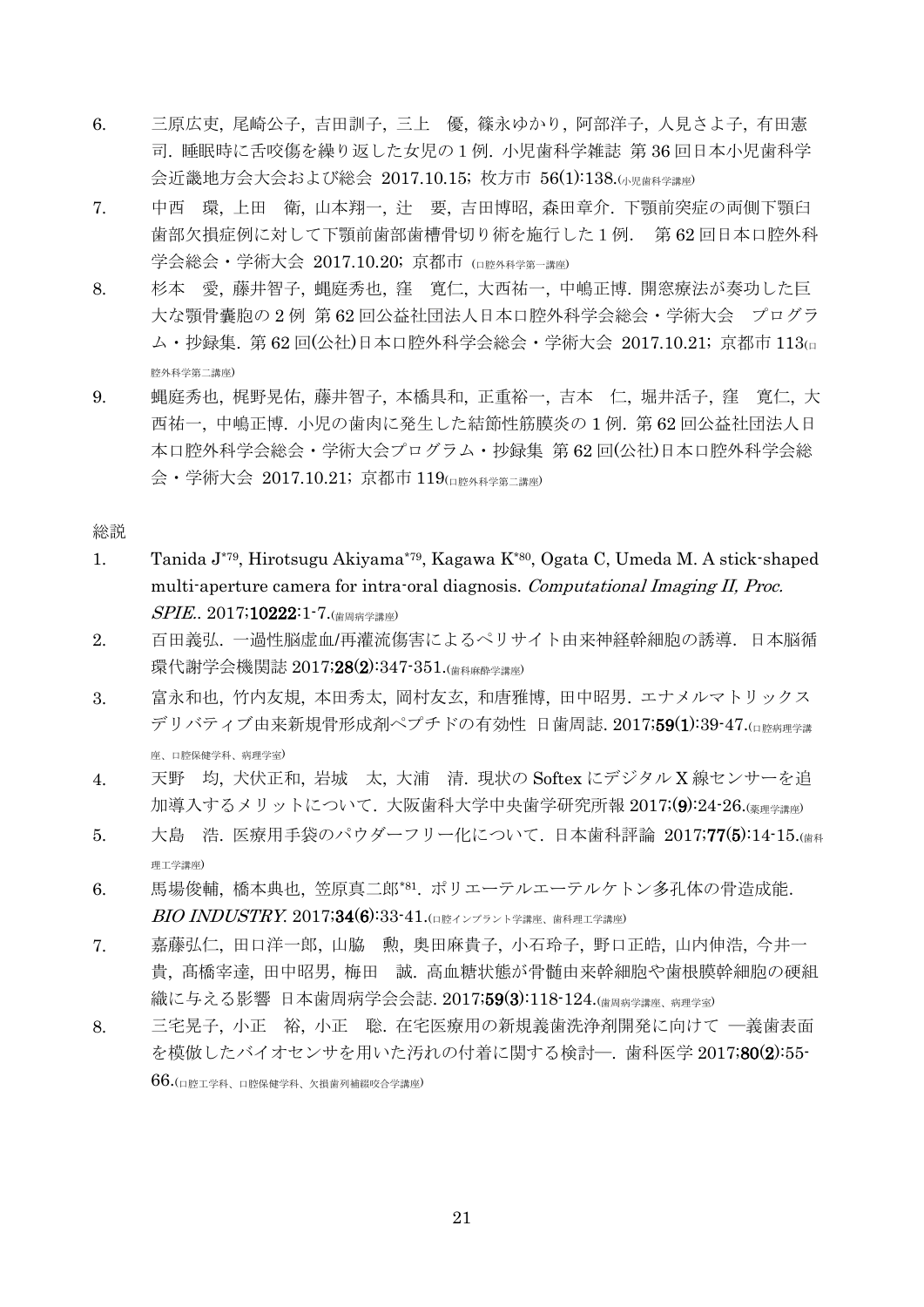6. 三原広吏, 尾崎公子, 吉田訓子, 三上　優, 篠永ゆかり, 阿部洋子, 人見さよ子, 有田憲司. 睡眠時に舌咬傷を繰り返した女児の 1 例. 小児歯科学雑誌 第 36 回日本小児歯科学会近畿地方会大会および総会 2017.10.15; 枚方市 56(1):138.(小児歯科学講座)
7. 中西　環, 上田　衛, 山本翔一, 辻　要, 吉田博昭, 森田章介. 下顎前突症の両側下顎臼歯部欠損症例に対して下顎前歯部歯槽骨切り術を施行した 1 例.　第 62 回日本口腔外科学会総会・学術大会 2017.10.20; 京都市 (口腔外科学第一講座)
8. 杉本　愛, 藤井智子, 蝿庭秀也, 窪　寛仁, 大西祐一, 中嶋正博. 開窓療法が奏功した巨大な顎骨嚢胞の 2 例 第 62 回公益社団法人日本口腔外科学会総会・学術大会　プログラム・抄録集. 第 62 回(公社)日本口腔外科学会総会・学術大会 2017.10.21; 京都市 113(口腔外科学第二講座)
9. 蝿庭秀也, 梶野晃佑, 藤井智子, 本橋具和, 正重裕一, 吉本　仁, 堀井活子, 窪　寛仁, 大西祐一, 中嶋正博. 小児の歯肉に発生した結節性筋膜炎の 1 例. 第 62 回公益社団法人日本口腔外科学会総会・学術大会プログラム・抄録集 第 62 回(公社)日本口腔外科学会総会・学術大会 2017.10.21; 京都市 119(口腔外科学第二講座)

総説

1. Tanida J*79, Hirotsugu Akiyama*79, Kagawa K*80, Ogata C, Umeda M. A stick-shaped multi-aperture camera for intra-oral diagnosis. *Computational Imaging II, Proc. SPIE.*. 2017;**10222**:1-7.(歯周病学講座)
2. 百田義弘. 一過性脳虚血/再灌流傷害によるペリサイト由来神経幹細胞の誘導. 日本脳循環代謝学会機関誌 2017;**28(2)**:347-351.(歯科麻酔学講座)
3. 富永和也, 竹内友規, 本田秀太, 岡村友玄, 和唐雅博, 田中昭男. エナメルマトリックスデリバティブ由来新規骨形成剤ペプチドの有効性 日歯周誌. 2017;**59(1)**:39-47.(口腔病理学講座、口腔保健学科、病理学室)
4. 天野　均, 犬伏正和, 岩城　太, 大浦　清. 現状の Softex にデジタル X 線センサーを追加導入するメリットについて. 大阪歯科大学中央歯学研究所報 2017;**(9)**:24-26.(薬理学講座)
5. 大島　浩. 医療用手袋のパウダーフリー化について. 日本歯科評論 2017;**77(5)**:14-15.(歯科理工学講座)
6. 馬場俊輔, 橋本典也, 笠原真二郎*81. ポリエーテルエーテルケトン多孔体の骨造成能. *BIO INDUSTRY*. 2017;**34(6)**:33-41.(口腔インプラント学講座、歯科理工学講座)
7. 嘉藤弘仁, 田口洋一郎, 山脇　勲, 奥田麻貴子, 小石玲子, 野口正皓, 山内伸浩, 今井一貴, 高橋宰達, 田中昭男, 梅田　誠. 高血糖状態が骨髄由来幹細胞や歯根膜幹細胞の硬組織に与える影響 日本歯周病学会会誌. 2017;**59(3)**:118-124.(歯周病学講座、病理学室)
8. 三宅晃子, 小正　裕, 小正　聡. 在宅医療用の新規義歯洗浄剤開発に向けて ―義歯表面を模倣したバイオセンサを用いた汚れの付着に関する検討―. 歯科医学 2017;**80(2)**:55-66.(口腔工学科、口腔保健学科、欠損歯列補綴咬合学講座)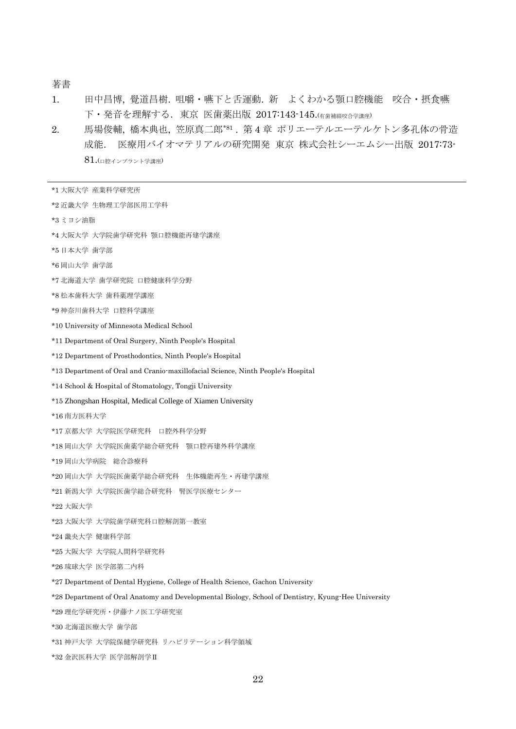著書

1. 田中昌博, 覺道昌樹. 咀嚼・嚥下と舌運動. 新　よくわかる顎口腔機能　咬合・摂食嚥下・発音を理解する. 東京　医歯薬出版 2017:143-145.(有歯補綴咬合学講座)
2. 馬場俊輔, 橋本典也, 笠原真二郎[*81]. 第 4 章 ポリエーテルエーテルケトン多孔体の骨造成能.　医療用バイオマテリアルの研究開発 東京 株式会社シーエムシー出版 2017:73-81.(口腔インプラント学講座)

---

*1 大阪大学 産業科学研究所

*2 近畿大学 生物理工学部医用工学科

*3 ミヨシ油脂

*4 大阪大学 大学院歯学研究科 顎口腔機能再建学講座

*5 日本大学 歯学部

*6 岡山大学 歯学部

*7 北海道大学 歯学研究院 口腔健康科学分野

*8 松本歯科大学 歯科薬理学講座

*9 神奈川歯科大学 口腔科学講座

*10 University of Minnesota Medical School

*11 Department of Oral Surgery, Ninth People's Hospital

*12 Department of Prosthodontics, Ninth People's Hospital

*13 Department of Oral and Cranio-maxillofacial Science, Ninth People's Hospital

*14 School & Hospital of Stomatology, Tongji University

*15 Zhongshan Hospital, Medical College of Xiamen University

*16 南方医科大学

*17 京都大学 大学院医学研究科　口腔外科学分野

*18 岡山大学 大学院医歯薬学総合研究科　顎口腔再建外科学講座

*19 岡山大学病院　総合診療科

*20 岡山大学 大学院医歯薬学総合研究科　生体機能再生・再建学講座

*21 新潟大学 大学院医歯学総合研究科　腎医学医療センター

*22 大阪大学

*23 大阪大学 大学院歯学研究科口腔解剖第一教室

*24 畿央大学 健康科学部

*25 大阪大学 大学院人間科学研究科

*26 琉球大学 医学部第二内科

*27 Department of Dental Hygiene, College of Health Science, Gachon University

*28 Department of Oral Anatomy and Developmental Biology, School of Dentistry, Kyung-Hee University

*29 理化学研究所・伊藤ナノ医工学研究室

*30 北海道医療大学 歯学部

*31 神戸大学 大学院保健学研究科 リハビリテーション科学領域

*32 金沢医科大学 医学部解剖学Ⅱ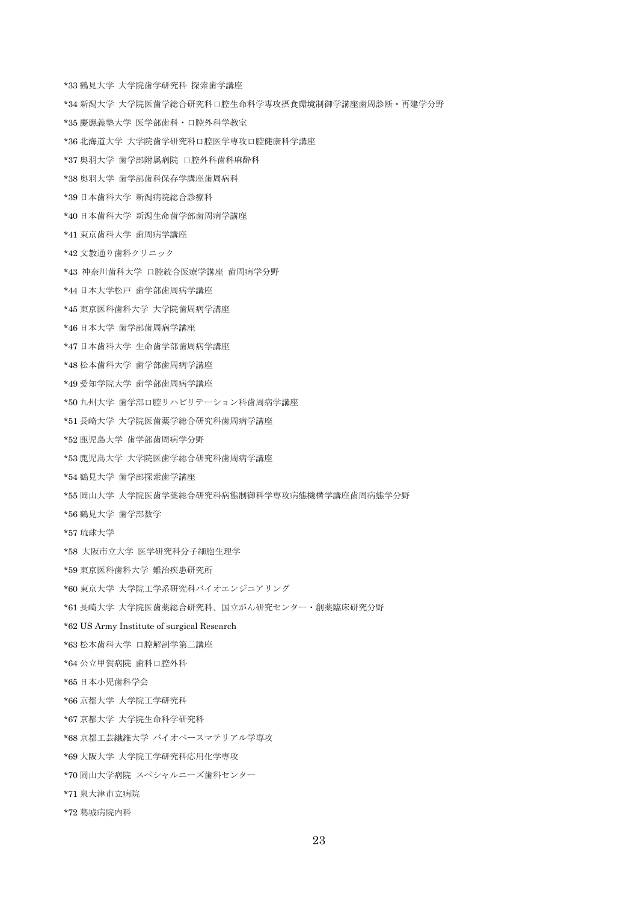*33 鶴見大学 大学院歯学研究科 探索歯学講座

*34 新潟大学 大学院医歯学総合研究科口腔生命科学専攻摂食環境制御学講座歯周診断・再建学分野

*35 慶應義塾大学 医学部歯科・口腔外科学教室

*36 北海道大学 大学院歯学研究科口腔医学専攻口腔健康科学講座

*37 奥羽大学 歯学部附属病院 口腔外科歯科麻酔科

*38 奥羽大学 歯学部歯科保存学講座歯周病科

*39 日本歯科大学 新潟病院総合診療科

*40 日本歯科大学 新潟生命歯学部歯周病学講座

*41 東京歯科大学 歯周病学講座

*42 文教通り歯科クリニック

*43 神奈川歯科大学 口腔統合医療学講座 歯周病学分野

*44 日本大学松戸 歯学部歯周病学講座

*45 東京医科歯科大学 大学院歯周病学講座

*46 日本大学 歯学部歯周病学講座

*47 日本歯科大学 生命歯学部歯周病学講座

*48 松本歯科大学 歯学部歯周病学講座

*49 愛知学院大学 歯学部歯周病学講座

*50 九州大学 歯学部口腔リハビリテーション科歯周病学講座

*51 長崎大学 大学院医歯薬学総合研究科歯周病学講座

*52 鹿児島大学 歯学部歯周病学分野

*53 鹿児島大学 大学院医歯学総合研究科歯周病学講座

*54 鶴見大学 歯学部探索歯学講座

*55 岡山大学 大学院医歯学薬総合研究科病態制御科学専攻病態機構学講座歯周病態学分野

*56 鶴見大学 歯学部数学

*57 琉球大学

*58 大阪市立大学 医学研究科分子細胞生理学

*59 東京医科歯科大学 難治疾患研究所

*60 東京大学 大学院工学系研究科バイオエンジニアリング

*61 長崎大学 大学院医歯薬総合研究科、国立がん研究センター・創薬臨床研究分野

*62 US Army Institute of surgical Research

*63 松本歯科大学 口腔解剖学第二講座

*64 公立甲賀病院 歯科口腔外科

*65 日本小児歯科学会

*66 京都大学 大学院工学研究科

*67 京都大学 大学院生命科学研究科

*68 京都工芸繊維大学 バイオベースマテリアル学専攻

*69 大阪大学 大学院工学研究科応用化学専攻

*70 岡山大学病院 スペシャルニーズ歯科センター

*71 泉大津市立病院

*72 葛城病院内科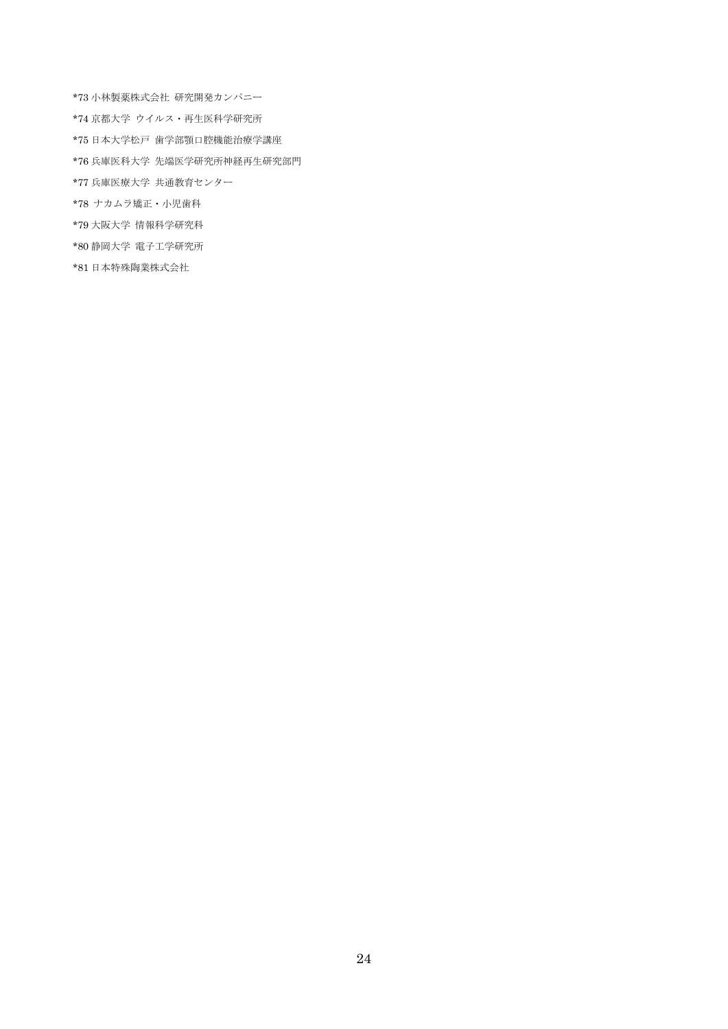*73 小林製薬株式会社 研究開発カンパニー

*74 京都大学 ウイルス・再生医科学研究所

*75 日本大学松戸 歯学部顎口腔機能治療学講座

*76 兵庫医科大学 先端医学研究所神経再生研究部門

*77 兵庫医療大学 共通教育センター

*78 ナカムラ矯正・小児歯科

*79 大阪大学 情報科学研究科

*80 静岡大学 電子工学研究所

*81 日本特殊陶業株式会社